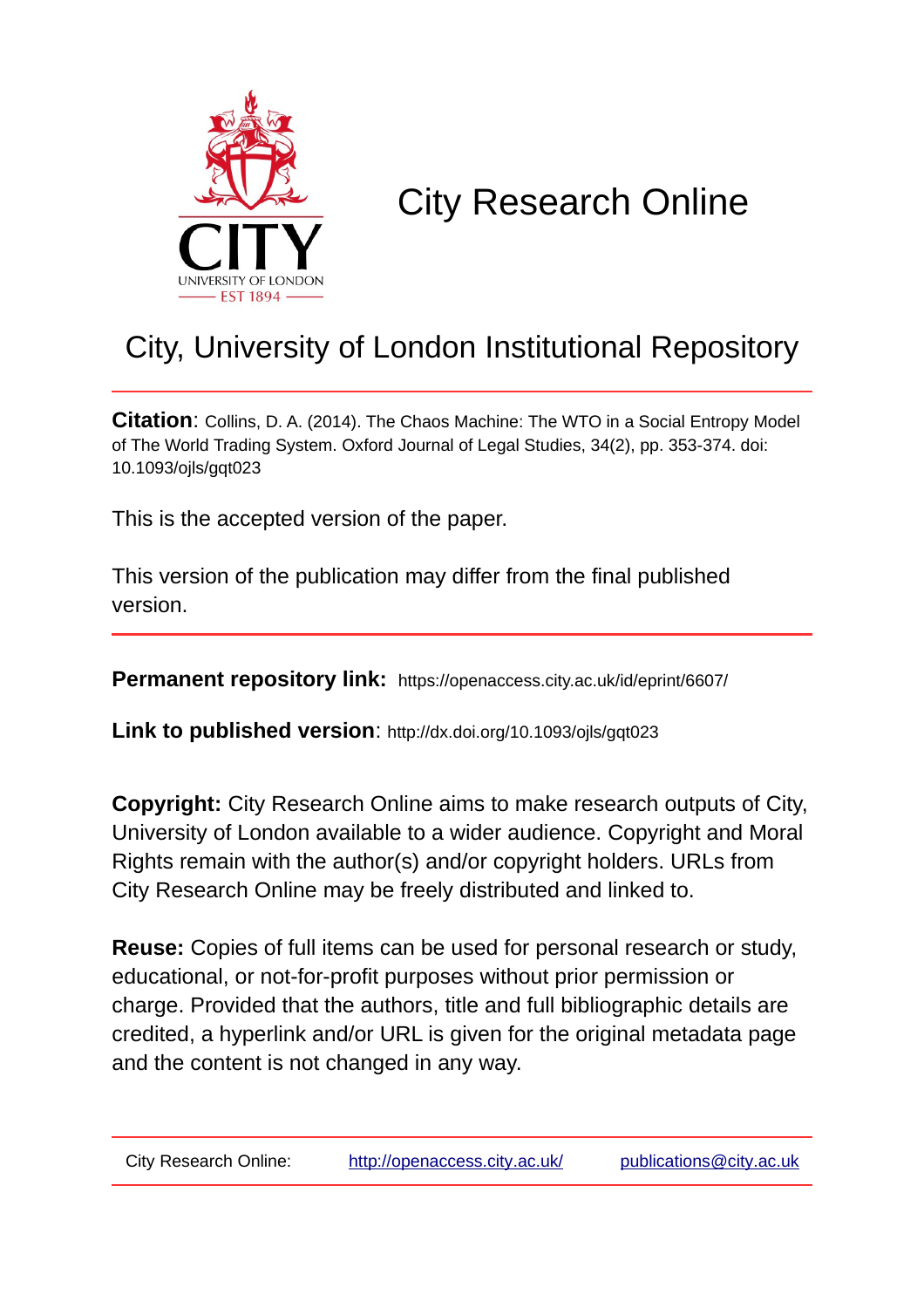CITY
UNIVERSITY OF LONDON
EST 1894

# City Research Online

## City, University of London Institutional Repository

**Citation**: Collins, D. A. (2014). The Chaos Machine: The WTO in a Social Entropy Model of The World Trading System. Oxford Journal of Legal Studies, 34(2), pp. 353-374. doi: 10.1093/ojls/gqt023

This is the accepted version of the paper.

This version of the publication may differ from the final published version.

**Permanent repository link:** https://openaccess.city.ac.uk/id/eprint/6607/

**Link to published version**: http://dx.doi.org/10.1093/ojls/gqt023

**Copyright:** City Research Online aims to make research outputs of City, University of London available to a wider audience. Copyright and Moral Rights remain with the author(s) and/or copyright holders. URLs from City Research Online may be freely distributed and linked to.

**Reuse:** Copies of full items can be used for personal research or study, educational, or not-for-profit purposes without prior permission or charge. Provided that the authors, title and full bibliographic details are credited, a hyperlink and/or URL is given for the original metadata page and the content is not changed in any way.

| City Research Online: | http://openaccess.city.ac.uk/ | publications@city.ac.uk |
|---|---|---|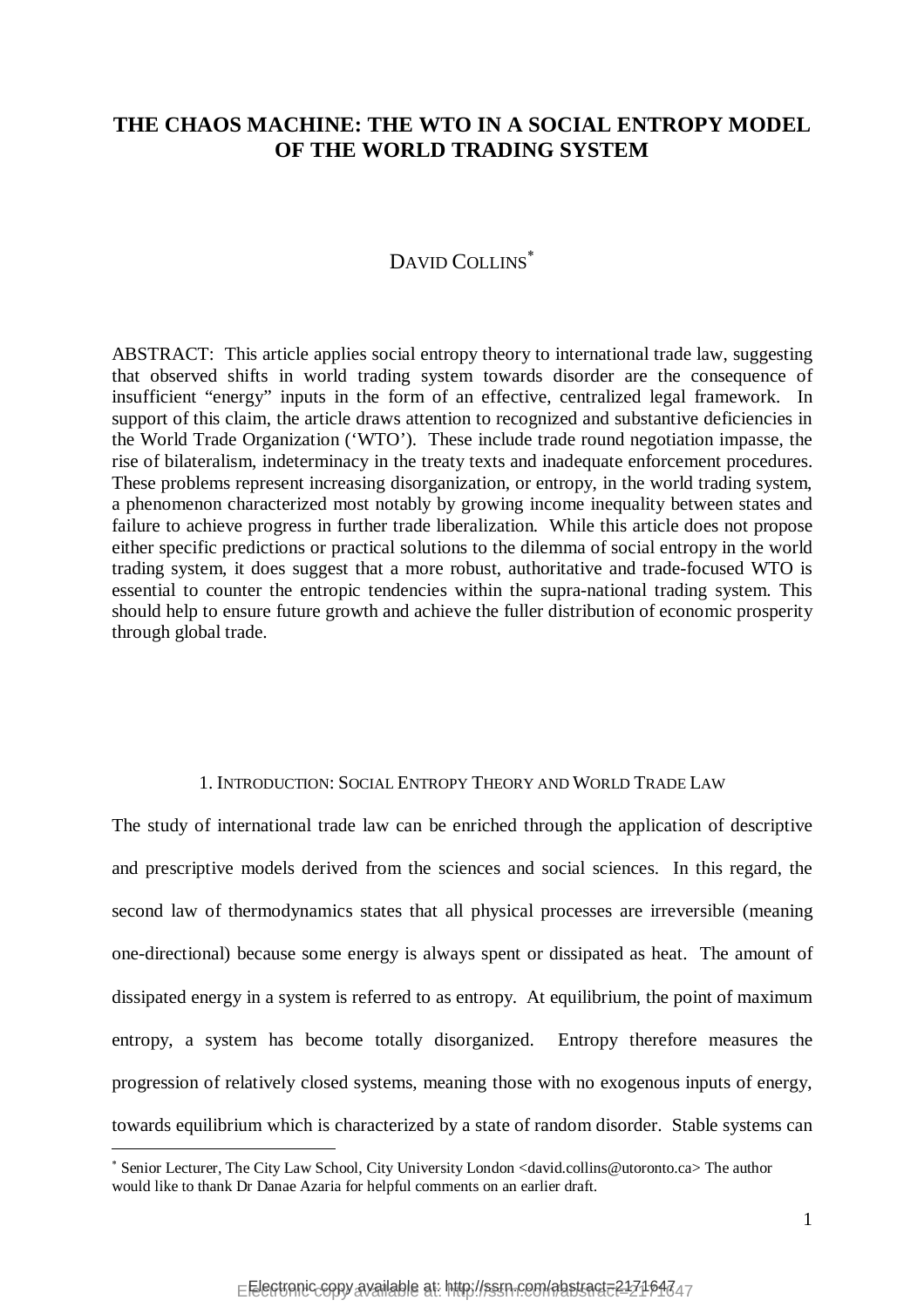# THE CHAOS MACHINE: THE WTO IN A SOCIAL ENTROPY MODEL OF THE WORLD TRADING SYSTEM

DAVID COLLINS*

ABSTRACT: This article applies social entropy theory to international trade law, suggesting that observed shifts in world trading system towards disorder are the consequence of insufficient "energy" inputs in the form of an effective, centralized legal framework. In support of this claim, the article draws attention to recognized and substantive deficiencies in the World Trade Organization ('WTO'). These include trade round negotiation impasse, the rise of bilateralism, indeterminacy in the treaty texts and inadequate enforcement procedures. These problems represent increasing disorganization, or entropy, in the world trading system, a phenomenon characterized most notably by growing income inequality between states and failure to achieve progress in further trade liberalization. While this article does not propose either specific predictions or practical solutions to the dilemma of social entropy in the world trading system, it does suggest that a more robust, authoritative and trade-focused WTO is essential to counter the entropic tendencies within the supra-national trading system. This should help to ensure future growth and achieve the fuller distribution of economic prosperity through global trade.

## 1. INTRODUCTION: SOCIAL ENTROPY THEORY AND WORLD TRADE LAW

The study of international trade law can be enriched through the application of descriptive and prescriptive models derived from the sciences and social sciences. In this regard, the second law of thermodynamics states that all physical processes are irreversible (meaning one-directional) because some energy is always spent or dissipated as heat. The amount of dissipated energy in a system is referred to as entropy. At equilibrium, the point of maximum entropy, a system has become totally disorganized. Entropy therefore measures the progression of relatively closed systems, meaning those with no exogenous inputs of energy, towards equilibrium which is characterized by a state of random disorder. Stable systems can

---

* Senior Lecturer, The City Law School, City University London <david.collins@utoronto.ca> The author would like to thank Dr Danae Azaria for helpful comments on an earlier draft.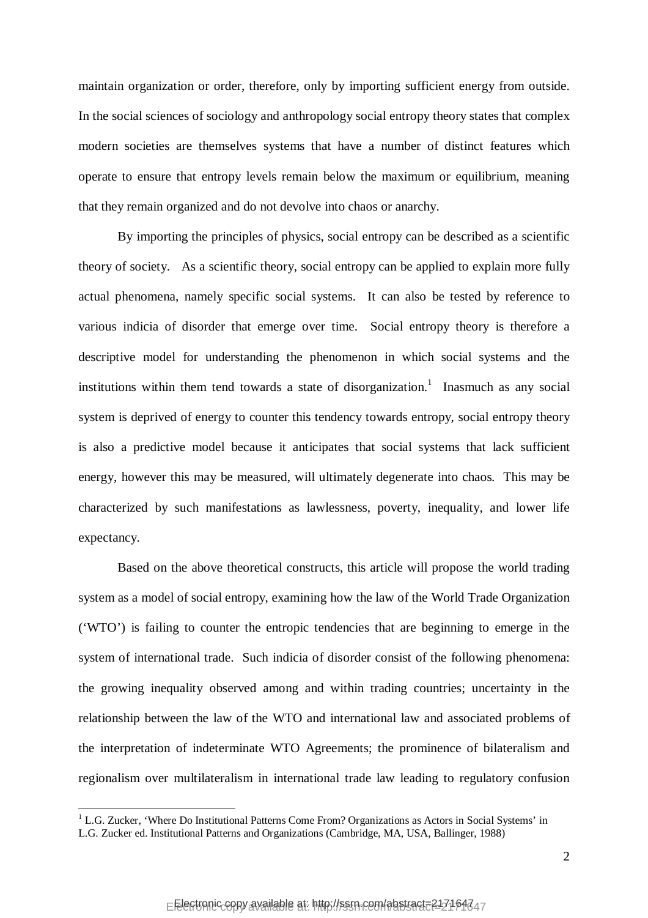maintain organization or order, therefore, only by importing sufficient energy from outside. In the social sciences of sociology and anthropology social entropy theory states that complex modern societies are themselves systems that have a number of distinct features which operate to ensure that entropy levels remain below the maximum or equilibrium, meaning that they remain organized and do not devolve into chaos or anarchy.

By importing the principles of physics, social entropy can be described as a scientific theory of society. As a scientific theory, social entropy can be applied to explain more fully actual phenomena, namely specific social systems. It can also be tested by reference to various indicia of disorder that emerge over time. Social entropy theory is therefore a descriptive model for understanding the phenomenon in which social systems and the institutions within them tend towards a state of disorganization.[1] Inasmuch as any social system is deprived of energy to counter this tendency towards entropy, social entropy theory is also a predictive model because it anticipates that social systems that lack sufficient energy, however this may be measured, will ultimately degenerate into chaos. This may be characterized by such manifestations as lawlessness, poverty, inequality, and lower life expectancy.

Based on the above theoretical constructs, this article will propose the world trading system as a model of social entropy, examining how the law of the World Trade Organization ('WTO') is failing to counter the entropic tendencies that are beginning to emerge in the system of international trade. Such indicia of disorder consist of the following phenomena: the growing inequality observed among and within trading countries; uncertainty in the relationship between the law of the WTO and international law and associated problems of the interpretation of indeterminate WTO Agreements; the prominence of bilateralism and regionalism over multilateralism in international trade law leading to regulatory confusion

[1] L.G. Zucker, 'Where Do Institutional Patterns Come From? Organizations as Actors in Social Systems' in L.G. Zucker ed. Institutional Patterns and Organizations (Cambridge, MA, USA, Ballinger, 1988)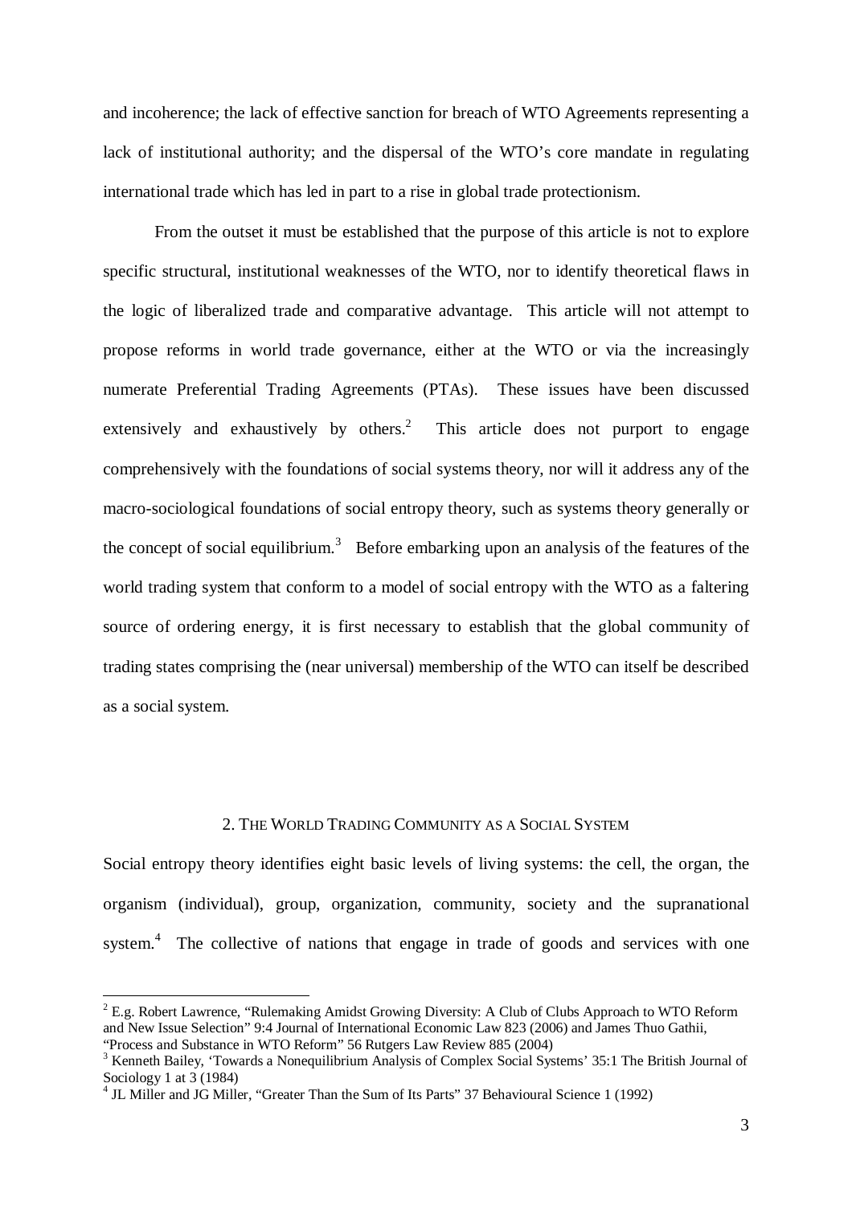and incoherence; the lack of effective sanction for breach of WTO Agreements representing a lack of institutional authority; and the dispersal of the WTO's core mandate in regulating international trade which has led in part to a rise in global trade protectionism.

From the outset it must be established that the purpose of this article is not to explore specific structural, institutional weaknesses of the WTO, nor to identify theoretical flaws in the logic of liberalized trade and comparative advantage. This article will not attempt to propose reforms in world trade governance, either at the WTO or via the increasingly numerate Preferential Trading Agreements (PTAs). These issues have been discussed extensively and exhaustively by others.[2] This article does not purport to engage comprehensively with the foundations of social systems theory, nor will it address any of the macro-sociological foundations of social entropy theory, such as systems theory generally or the concept of social equilibrium.[3] Before embarking upon an analysis of the features of the world trading system that conform to a model of social entropy with the WTO as a faltering source of ordering energy, it is first necessary to establish that the global community of trading states comprising the (near universal) membership of the WTO can itself be described as a social system.

## 2. The World Trading Community as a Social System

Social entropy theory identifies eight basic levels of living systems: the cell, the organ, the organism (individual), group, organization, community, society and the supranational system.[4] The collective of nations that engage in trade of goods and services with one

---

[2] E.g. Robert Lawrence, "Rulemaking Amidst Growing Diversity: A Club of Clubs Approach to WTO Reform and New Issue Selection" 9:4 Journal of International Economic Law 823 (2006) and James Thuo Gathii, "Process and Substance in WTO Reform" 56 Rutgers Law Review 885 (2004)

[3] Kenneth Bailey, 'Towards a Nonequilibrium Analysis of Complex Social Systems' 35:1 The British Journal of Sociology 1 at 3 (1984)

[4] JL Miller and JG Miller, "Greater Than the Sum of Its Parts" 37 Behavioural Science 1 (1992)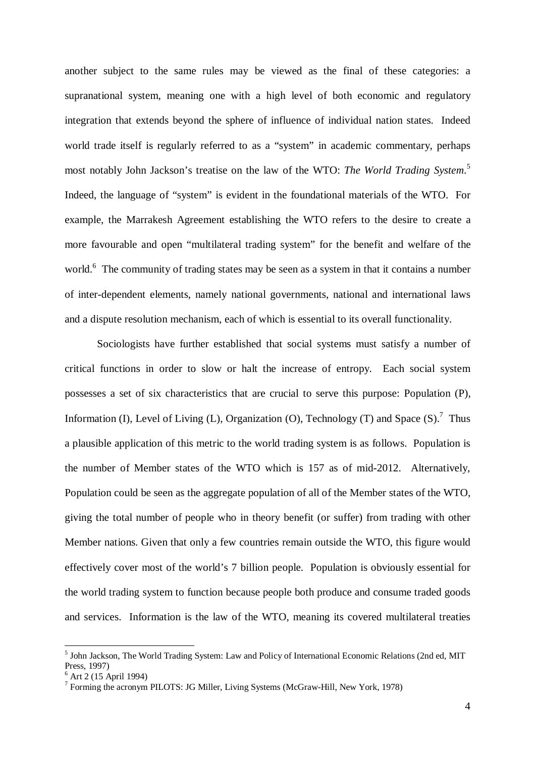another subject to the same rules may be viewed as the final of these categories: a supranational system, meaning one with a high level of both economic and regulatory integration that extends beyond the sphere of influence of individual nation states. Indeed world trade itself is regularly referred to as a "system" in academic commentary, perhaps most notably John Jackson's treatise on the law of the WTO: *The World Trading System*.[5] Indeed, the language of "system" is evident in the foundational materials of the WTO. For example, the Marrakesh Agreement establishing the WTO refers to the desire to create a more favourable and open "multilateral trading system" for the benefit and welfare of the world.[6] The community of trading states may be seen as a system in that it contains a number of inter-dependent elements, namely national governments, national and international laws and a dispute resolution mechanism, each of which is essential to its overall functionality.

Sociologists have further established that social systems must satisfy a number of critical functions in order to slow or halt the increase of entropy. Each social system possesses a set of six characteristics that are crucial to serve this purpose: Population (P), Information (I), Level of Living (L), Organization (O), Technology (T) and Space (S).[7] Thus a plausible application of this metric to the world trading system is as follows. Population is the number of Member states of the WTO which is 157 as of mid-2012. Alternatively, Population could be seen as the aggregate population of all of the Member states of the WTO, giving the total number of people who in theory benefit (or suffer) from trading with other Member nations. Given that only a few countries remain outside the WTO, this figure would effectively cover most of the world's 7 billion people. Population is obviously essential for the world trading system to function because people both produce and consume traded goods and services. Information is the law of the WTO, meaning its covered multilateral treaties

---

[5] John Jackson, The World Trading System: Law and Policy of International Economic Relations (2nd ed, MIT Press, 1997)

[6] Art 2 (15 April 1994)

[7] Forming the acronym PILOTS: JG Miller, Living Systems (McGraw-Hill, New York, 1978)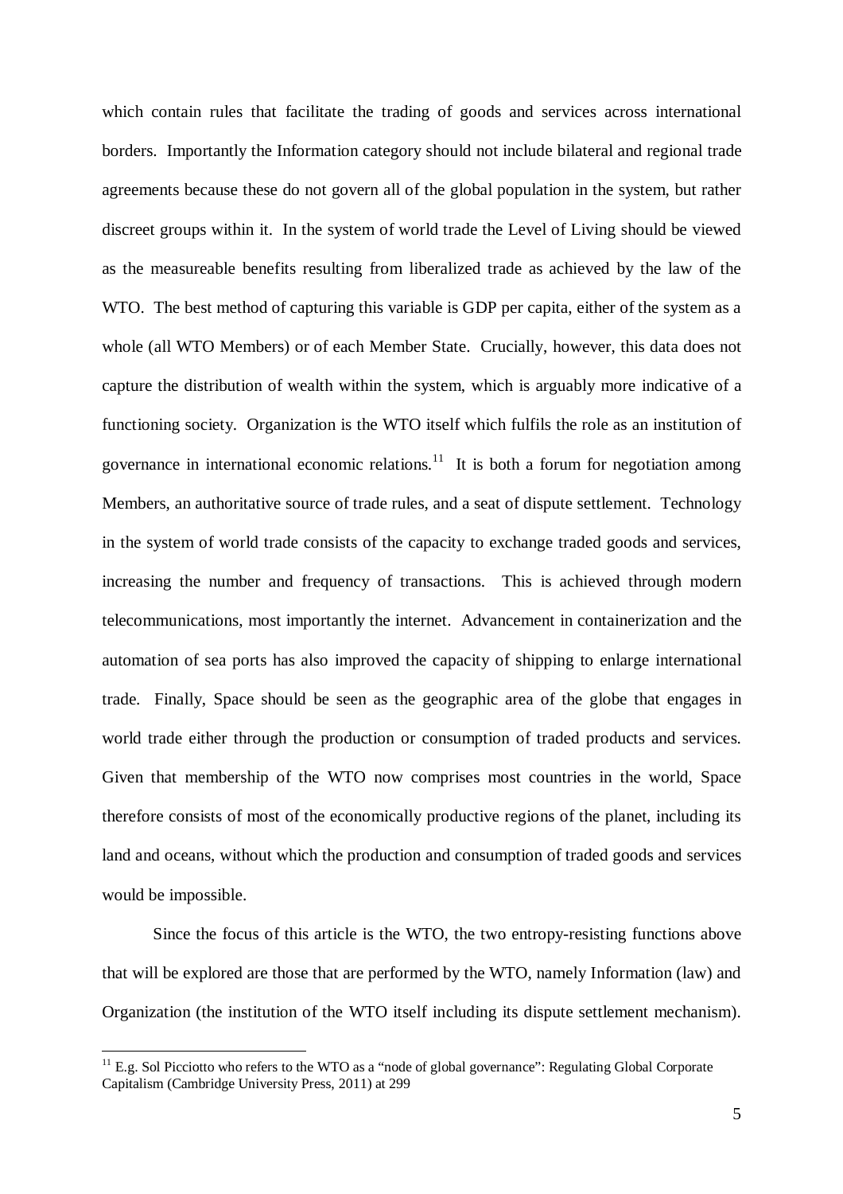which contain rules that facilitate the trading of goods and services across international borders. Importantly the Information category should not include bilateral and regional trade agreements because these do not govern all of the global population in the system, but rather discreet groups within it. In the system of world trade the Level of Living should be viewed as the measureable benefits resulting from liberalized trade as achieved by the law of the WTO. The best method of capturing this variable is GDP per capita, either of the system as a whole (all WTO Members) or of each Member State. Crucially, however, this data does not capture the distribution of wealth within the system, which is arguably more indicative of a functioning society. Organization is the WTO itself which fulfils the role as an institution of governance in international economic relations.[11] It is both a forum for negotiation among Members, an authoritative source of trade rules, and a seat of dispute settlement. Technology in the system of world trade consists of the capacity to exchange traded goods and services, increasing the number and frequency of transactions. This is achieved through modern telecommunications, most importantly the internet. Advancement in containerization and the automation of sea ports has also improved the capacity of shipping to enlarge international trade. Finally, Space should be seen as the geographic area of the globe that engages in world trade either through the production or consumption of traded products and services. Given that membership of the WTO now comprises most countries in the world, Space therefore consists of most of the economically productive regions of the planet, including its land and oceans, without which the production and consumption of traded goods and services would be impossible.

Since the focus of this article is the WTO, the two entropy-resisting functions above that will be explored are those that are performed by the WTO, namely Information (law) and Organization (the institution of the WTO itself including its dispute settlement mechanism).

[11] E.g. Sol Picciotto who refers to the WTO as a "node of global governance": Regulating Global Corporate Capitalism (Cambridge University Press, 2011) at 299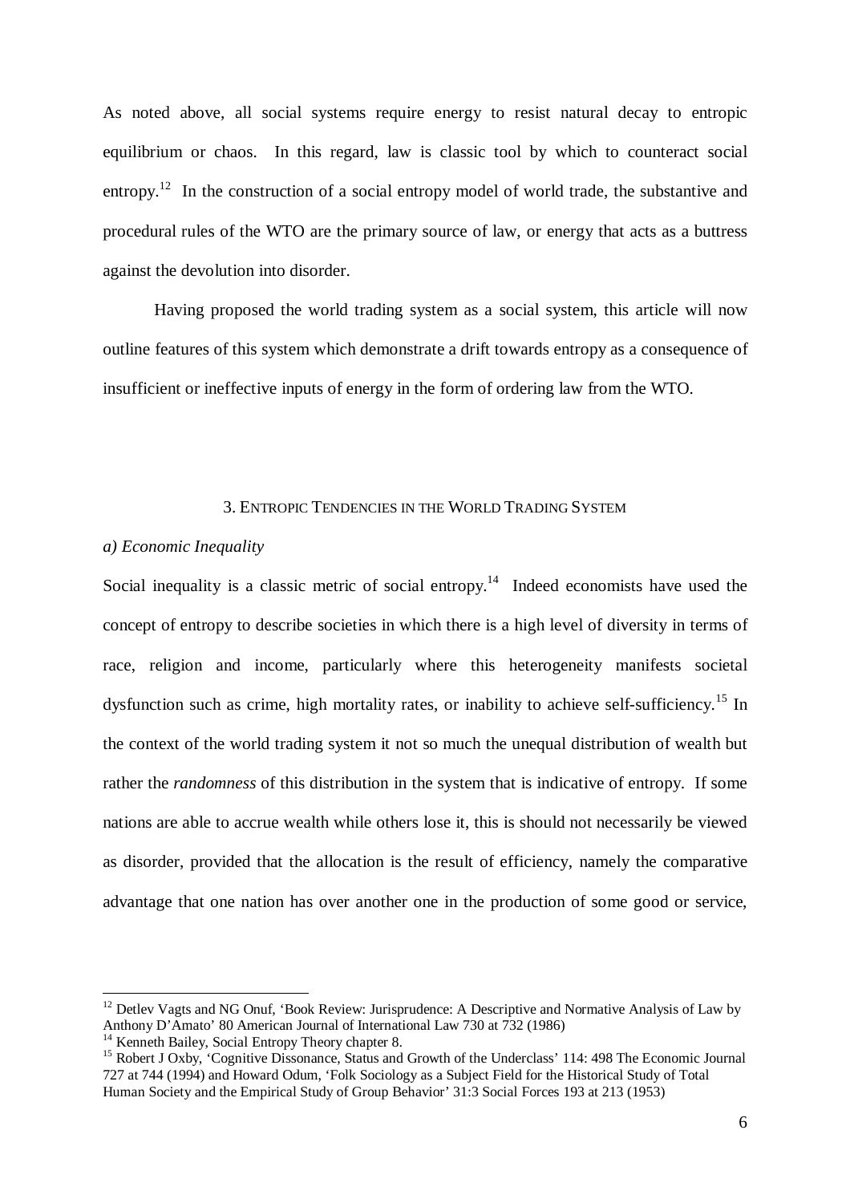As noted above, all social systems require energy to resist natural decay to entropic equilibrium or chaos. In this regard, law is classic tool by which to counteract social entropy.[12] In the construction of a social entropy model of world trade, the substantive and procedural rules of the WTO are the primary source of law, or energy that acts as a buttress against the devolution into disorder.

Having proposed the world trading system as a social system, this article will now outline features of this system which demonstrate a drift towards entropy as a consequence of insufficient or ineffective inputs of energy in the form of ordering law from the WTO.

## 3. Entropic Tendencies in the World Trading System

### *a) Economic Inequality*

Social inequality is a classic metric of social entropy.[14] Indeed economists have used the concept of entropy to describe societies in which there is a high level of diversity in terms of race, religion and income, particularly where this heterogeneity manifests societal dysfunction such as crime, high mortality rates, or inability to achieve self-sufficiency.[15] In the context of the world trading system it not so much the unequal distribution of wealth but rather the *randomness* of this distribution in the system that is indicative of entropy. If some nations are able to accrue wealth while others lose it, this is should not necessarily be viewed as disorder, provided that the allocation is the result of efficiency, namely the comparative advantage that one nation has over another one in the production of some good or service,

---

[12] Detlev Vagts and NG Onuf, 'Book Review: Jurisprudence: A Descriptive and Normative Analysis of Law by Anthony D'Amato' 80 American Journal of International Law 730 at 732 (1986)

[14] Kenneth Bailey, Social Entropy Theory chapter 8.

[15] Robert J Oxby, 'Cognitive Dissonance, Status and Growth of the Underclass' 114: 498 The Economic Journal 727 at 744 (1994) and Howard Odum, 'Folk Sociology as a Subject Field for the Historical Study of Total Human Society and the Empirical Study of Group Behavior' 31:3 Social Forces 193 at 213 (1953)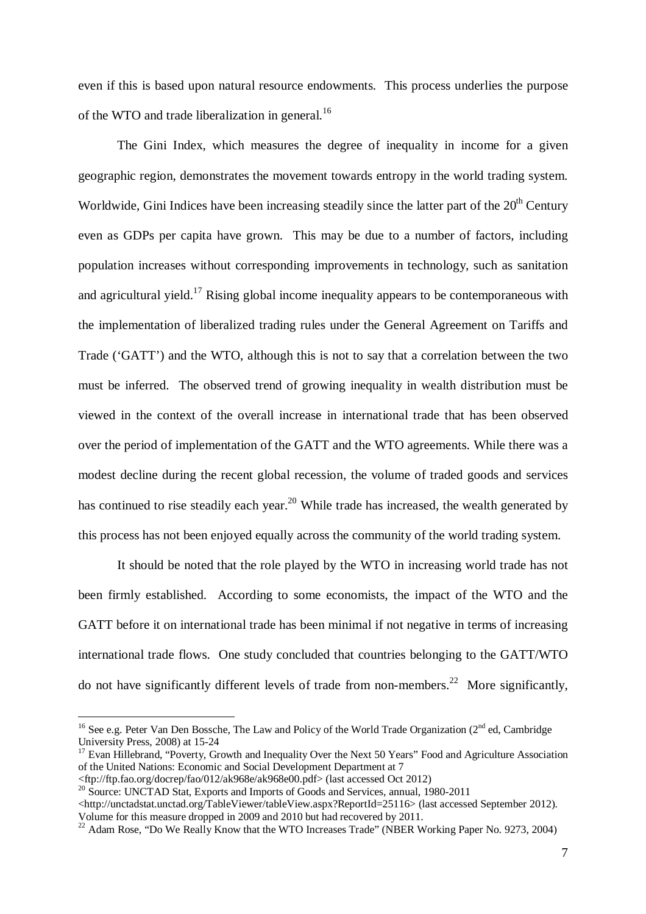even if this is based upon natural resource endowments. This process underlies the purpose of the WTO and trade liberalization in general.[16]

The Gini Index, which measures the degree of inequality in income for a given geographic region, demonstrates the movement towards entropy in the world trading system. Worldwide, Gini Indices have been increasing steadily since the latter part of the 20th Century even as GDPs per capita have grown. This may be due to a number of factors, including population increases without corresponding improvements in technology, such as sanitation and agricultural yield.[17] Rising global income inequality appears to be contemporaneous with the implementation of liberalized trading rules under the General Agreement on Tariffs and Trade ('GATT') and the WTO, although this is not to say that a correlation between the two must be inferred. The observed trend of growing inequality in wealth distribution must be viewed in the context of the overall increase in international trade that has been observed over the period of implementation of the GATT and the WTO agreements. While there was a modest decline during the recent global recession, the volume of traded goods and services has continued to rise steadily each year.[20] While trade has increased, the wealth generated by this process has not been enjoyed equally across the community of the world trading system.

It should be noted that the role played by the WTO in increasing world trade has not been firmly established. According to some economists, the impact of the WTO and the GATT before it on international trade has been minimal if not negative in terms of increasing international trade flows. One study concluded that countries belonging to the GATT/WTO do not have significantly different levels of trade from non-members.[22] More significantly,

---

[16] See e.g. Peter Van Den Bossche, The Law and Policy of the World Trade Organization (2nd ed, Cambridge University Press, 2008) at 15-24

[17] Evan Hillebrand, "Poverty, Growth and Inequality Over the Next 50 Years" Food and Agriculture Association of the United Nations: Economic and Social Development Department at 7 <ftp://ftp.fao.org/docrep/fao/012/ak968e/ak968e00.pdf> (last accessed Oct 2012)

[20] Source: UNCTAD Stat, Exports and Imports of Goods and Services, annual, 1980-2011 <http://unctadstat.unctad.org/TableViewer/tableView.aspx?ReportId=25116> (last accessed September 2012). Volume for this measure dropped in 2009 and 2010 but had recovered by 2011.

[22] Adam Rose, "Do We Really Know that the WTO Increases Trade" (NBER Working Paper No. 9273, 2004)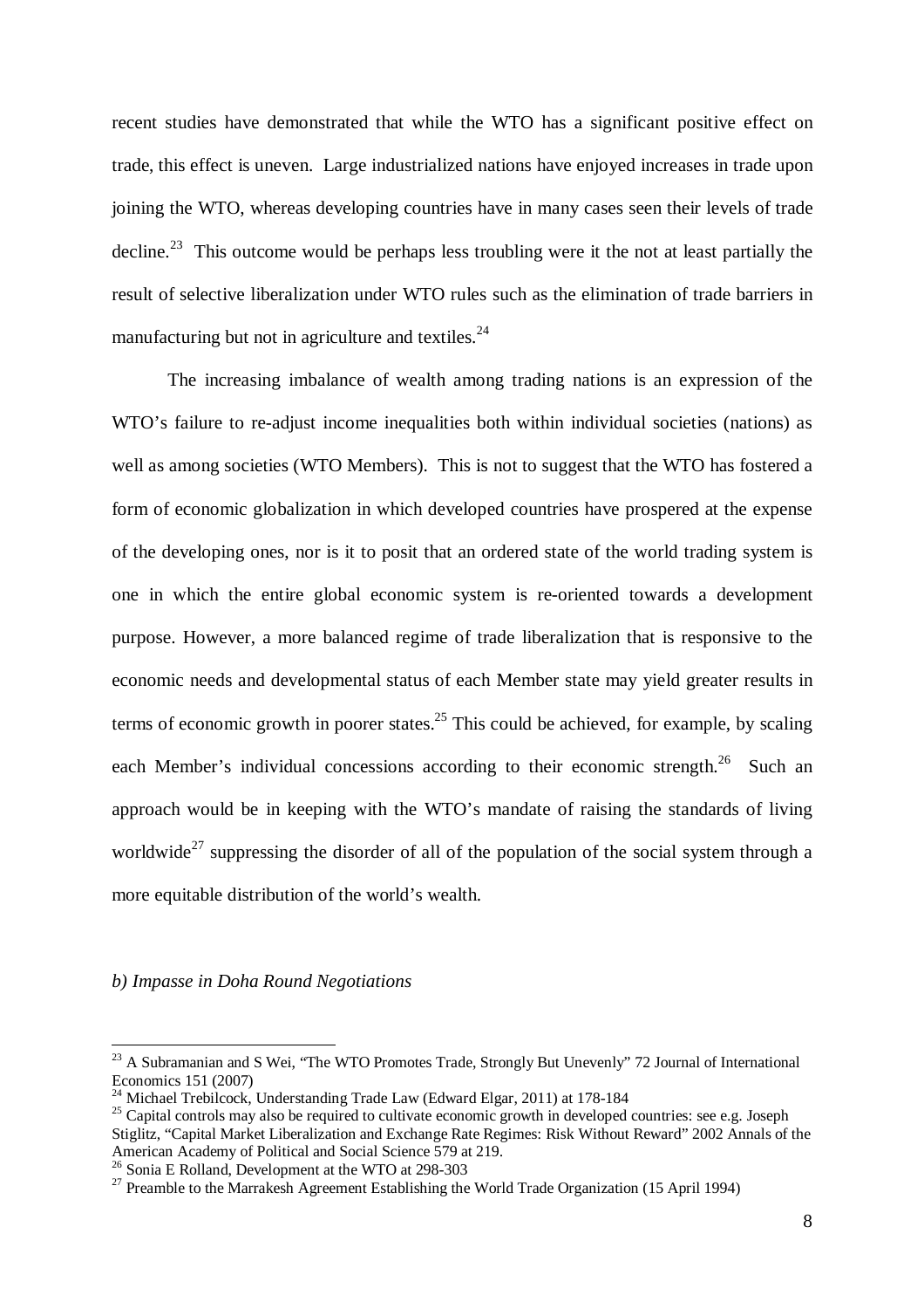recent studies have demonstrated that while the WTO has a significant positive effect on trade, this effect is uneven. Large industrialized nations have enjoyed increases in trade upon joining the WTO, whereas developing countries have in many cases seen their levels of trade decline.[23] This outcome would be perhaps less troubling were it the not at least partially the result of selective liberalization under WTO rules such as the elimination of trade barriers in manufacturing but not in agriculture and textiles.[24]

The increasing imbalance of wealth among trading nations is an expression of the WTO's failure to re-adjust income inequalities both within individual societies (nations) as well as among societies (WTO Members). This is not to suggest that the WTO has fostered a form of economic globalization in which developed countries have prospered at the expense of the developing ones, nor is it to posit that an ordered state of the world trading system is one in which the entire global economic system is re-oriented towards a development purpose. However, a more balanced regime of trade liberalization that is responsive to the economic needs and developmental status of each Member state may yield greater results in terms of economic growth in poorer states.[25] This could be achieved, for example, by scaling each Member's individual concessions according to their economic strength.[26] Such an approach would be in keeping with the WTO's mandate of raising the standards of living worldwide[27] suppressing the disorder of all of the population of the social system through a more equitable distribution of the world's wealth.

*b) Impasse in Doha Round Negotiations*

---

[23] A Subramanian and S Wei, "The WTO Promotes Trade, Strongly But Unevenly" 72 Journal of International Economics 151 (2007)

[24] Michael Trebilcock, Understanding Trade Law (Edward Elgar, 2011) at 178-184

[25] Capital controls may also be required to cultivate economic growth in developed countries: see e.g. Joseph Stiglitz, "Capital Market Liberalization and Exchange Rate Regimes: Risk Without Reward" 2002 Annals of the American Academy of Political and Social Science 579 at 219.

[26] Sonia E Rolland, Development at the WTO at 298-303

[27] Preamble to the Marrakesh Agreement Establishing the World Trade Organization (15 April 1994)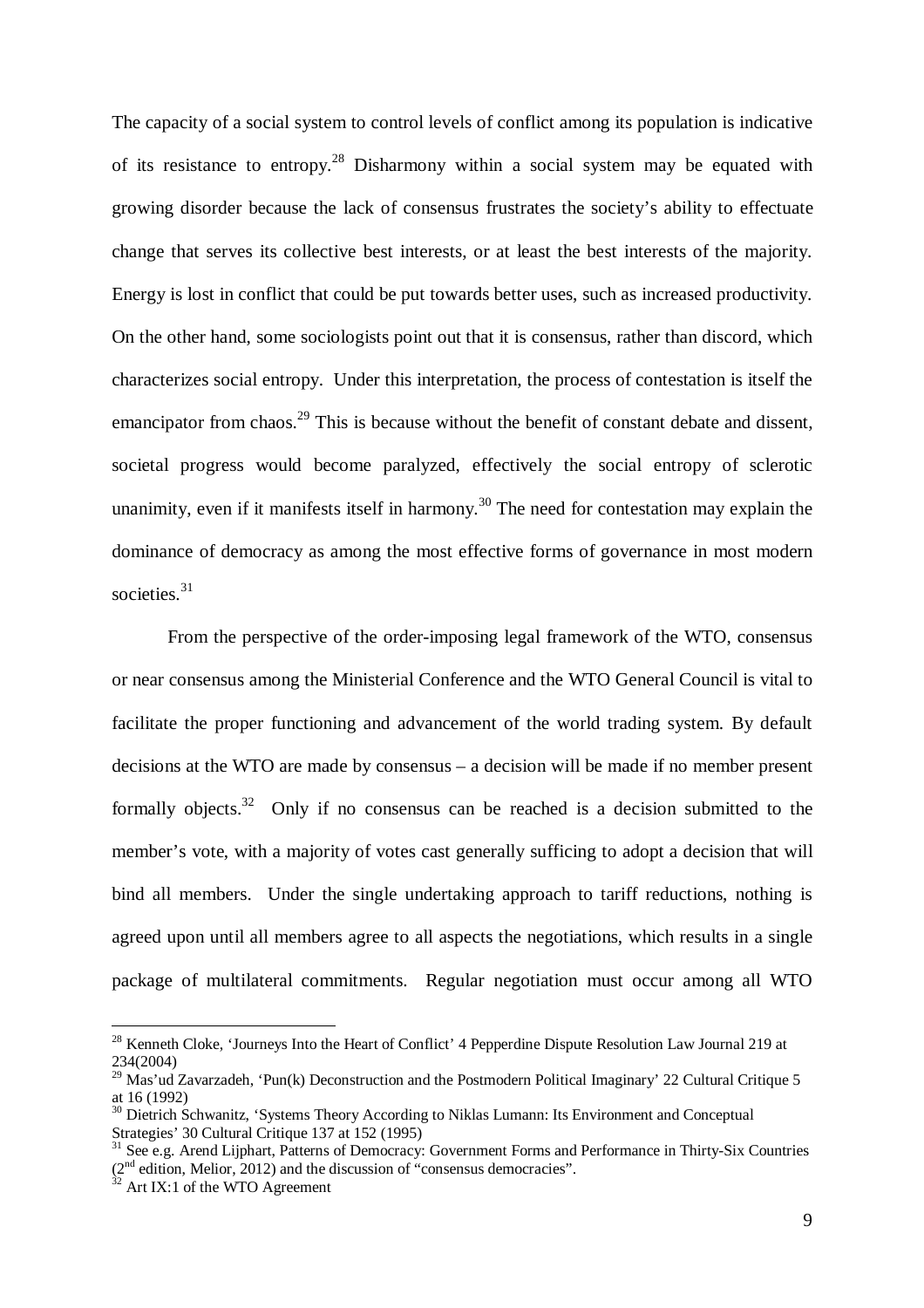The capacity of a social system to control levels of conflict among its population is indicative of its resistance to entropy.[28] Disharmony within a social system may be equated with growing disorder because the lack of consensus frustrates the society's ability to effectuate change that serves its collective best interests, or at least the best interests of the majority. Energy is lost in conflict that could be put towards better uses, such as increased productivity. On the other hand, some sociologists point out that it is consensus, rather than discord, which characterizes social entropy. Under this interpretation, the process of contestation is itself the emancipator from chaos.[29] This is because without the benefit of constant debate and dissent, societal progress would become paralyzed, effectively the social entropy of sclerotic unanimity, even if it manifests itself in harmony.[30] The need for contestation may explain the dominance of democracy as among the most effective forms of governance in most modern societies.[31]

From the perspective of the order-imposing legal framework of the WTO, consensus or near consensus among the Ministerial Conference and the WTO General Council is vital to facilitate the proper functioning and advancement of the world trading system. By default decisions at the WTO are made by consensus – a decision will be made if no member present formally objects.[32] Only if no consensus can be reached is a decision submitted to the member's vote, with a majority of votes cast generally sufficing to adopt a decision that will bind all members. Under the single undertaking approach to tariff reductions, nothing is agreed upon until all members agree to all aspects the negotiations, which results in a single package of multilateral commitments. Regular negotiation must occur among all WTO

---

[28] Kenneth Cloke, 'Journeys Into the Heart of Conflict' 4 Pepperdine Dispute Resolution Law Journal 219 at 234(2004)

[29] Mas'ud Zavarzadeh, 'Pun(k) Deconstruction and the Postmodern Political Imaginary' 22 Cultural Critique 5 at 16 (1992)

[30] Dietrich Schwanitz, 'Systems Theory According to Niklas Lumann: Its Environment and Conceptual Strategies' 30 Cultural Critique 137 at 152 (1995)

[31] See e.g. Arend Lijphart, Patterns of Democracy: Government Forms and Performance in Thirty-Six Countries (2nd edition, Melior, 2012) and the discussion of "consensus democracies".

[32] Art IX:1 of the WTO Agreement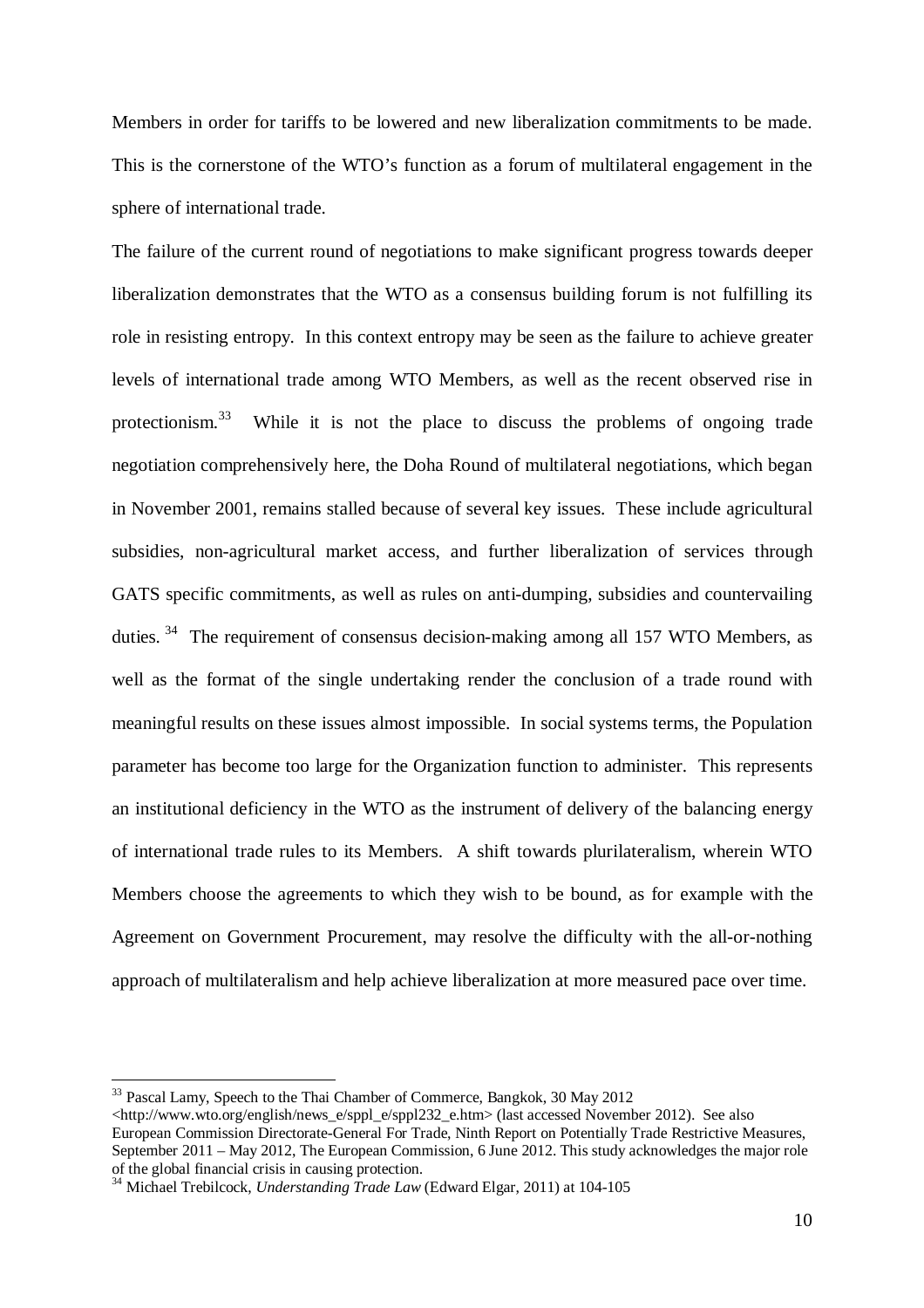Members in order for tariffs to be lowered and new liberalization commitments to be made. This is the cornerstone of the WTO's function as a forum of multilateral engagement in the sphere of international trade.

The failure of the current round of negotiations to make significant progress towards deeper liberalization demonstrates that the WTO as a consensus building forum is not fulfilling its role in resisting entropy. In this context entropy may be seen as the failure to achieve greater levels of international trade among WTO Members, as well as the recent observed rise in protectionism.[33] While it is not the place to discuss the problems of ongoing trade negotiation comprehensively here, the Doha Round of multilateral negotiations, which began in November 2001, remains stalled because of several key issues. These include agricultural subsidies, non-agricultural market access, and further liberalization of services through GATS specific commitments, as well as rules on anti-dumping, subsidies and countervailing duties.[34] The requirement of consensus decision-making among all 157 WTO Members, as well as the format of the single undertaking render the conclusion of a trade round with meaningful results on these issues almost impossible. In social systems terms, the Population parameter has become too large for the Organization function to administer. This represents an institutional deficiency in the WTO as the instrument of delivery of the balancing energy of international trade rules to its Members. A shift towards plurilateralism, wherein WTO Members choose the agreements to which they wish to be bound, as for example with the Agreement on Government Procurement, may resolve the difficulty with the all-or-nothing approach of multilateralism and help achieve liberalization at more measured pace over time.

---

[33] Pascal Lamy, Speech to the Thai Chamber of Commerce, Bangkok, 30 May 2012 <http://www.wto.org/english/news_e/sppl_e/sppl232_e.htm> (last accessed November 2012). See also European Commission Directorate-General For Trade, Ninth Report on Potentially Trade Restrictive Measures, September 2011 – May 2012, The European Commission, 6 June 2012. This study acknowledges the major role of the global financial crisis in causing protection.

[34] Michael Trebilcock, *Understanding Trade Law* (Edward Elgar, 2011) at 104-105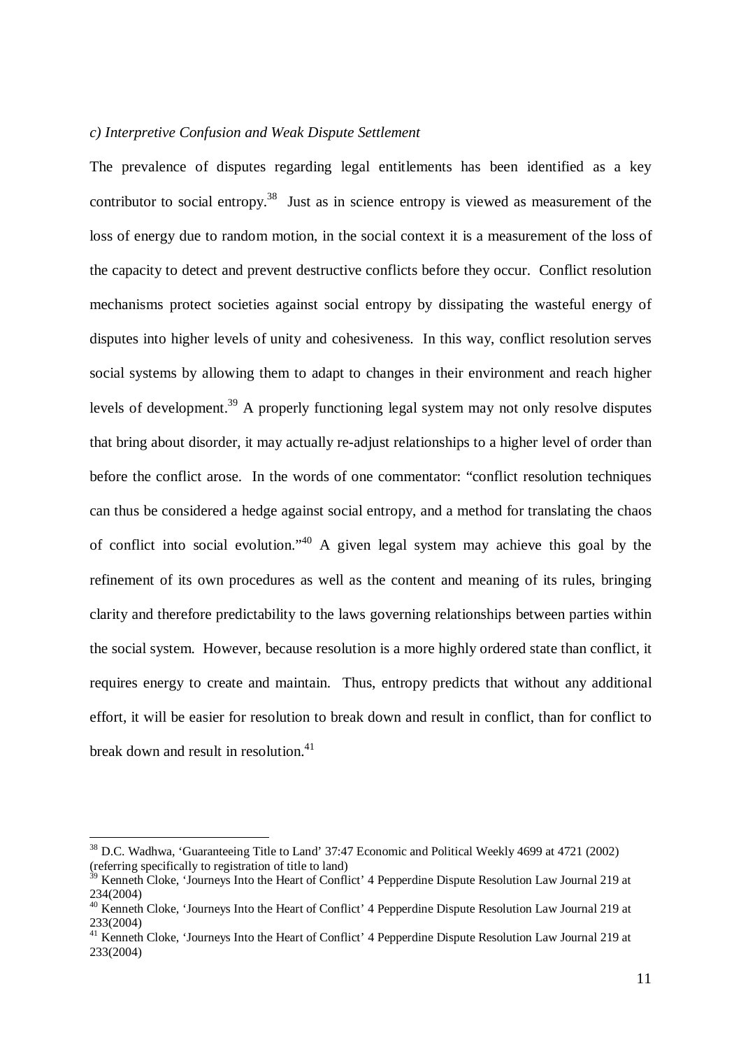*c) Interpretive Confusion and Weak Dispute Settlement*

The prevalence of disputes regarding legal entitlements has been identified as a key contributor to social entropy.[38] Just as in science entropy is viewed as measurement of the loss of energy due to random motion, in the social context it is a measurement of the loss of the capacity to detect and prevent destructive conflicts before they occur. Conflict resolution mechanisms protect societies against social entropy by dissipating the wasteful energy of disputes into higher levels of unity and cohesiveness. In this way, conflict resolution serves social systems by allowing them to adapt to changes in their environment and reach higher levels of development.[39] A properly functioning legal system may not only resolve disputes that bring about disorder, it may actually re-adjust relationships to a higher level of order than before the conflict arose. In the words of one commentator: "conflict resolution techniques can thus be considered a hedge against social entropy, and a method for translating the chaos of conflict into social evolution."[40] A given legal system may achieve this goal by the refinement of its own procedures as well as the content and meaning of its rules, bringing clarity and therefore predictability to the laws governing relationships between parties within the social system. However, because resolution is a more highly ordered state than conflict, it requires energy to create and maintain. Thus, entropy predicts that without any additional effort, it will be easier for resolution to break down and result in conflict, than for conflict to break down and result in resolution.[41]

---

[38] D.C. Wadhwa, 'Guaranteeing Title to Land' 37:47 Economic and Political Weekly 4699 at 4721 (2002) (referring specifically to registration of title to land)

[39] Kenneth Cloke, 'Journeys Into the Heart of Conflict' 4 Pepperdine Dispute Resolution Law Journal 219 at 234(2004)

[40] Kenneth Cloke, 'Journeys Into the Heart of Conflict' 4 Pepperdine Dispute Resolution Law Journal 219 at 233(2004)

[41] Kenneth Cloke, 'Journeys Into the Heart of Conflict' 4 Pepperdine Dispute Resolution Law Journal 219 at 233(2004)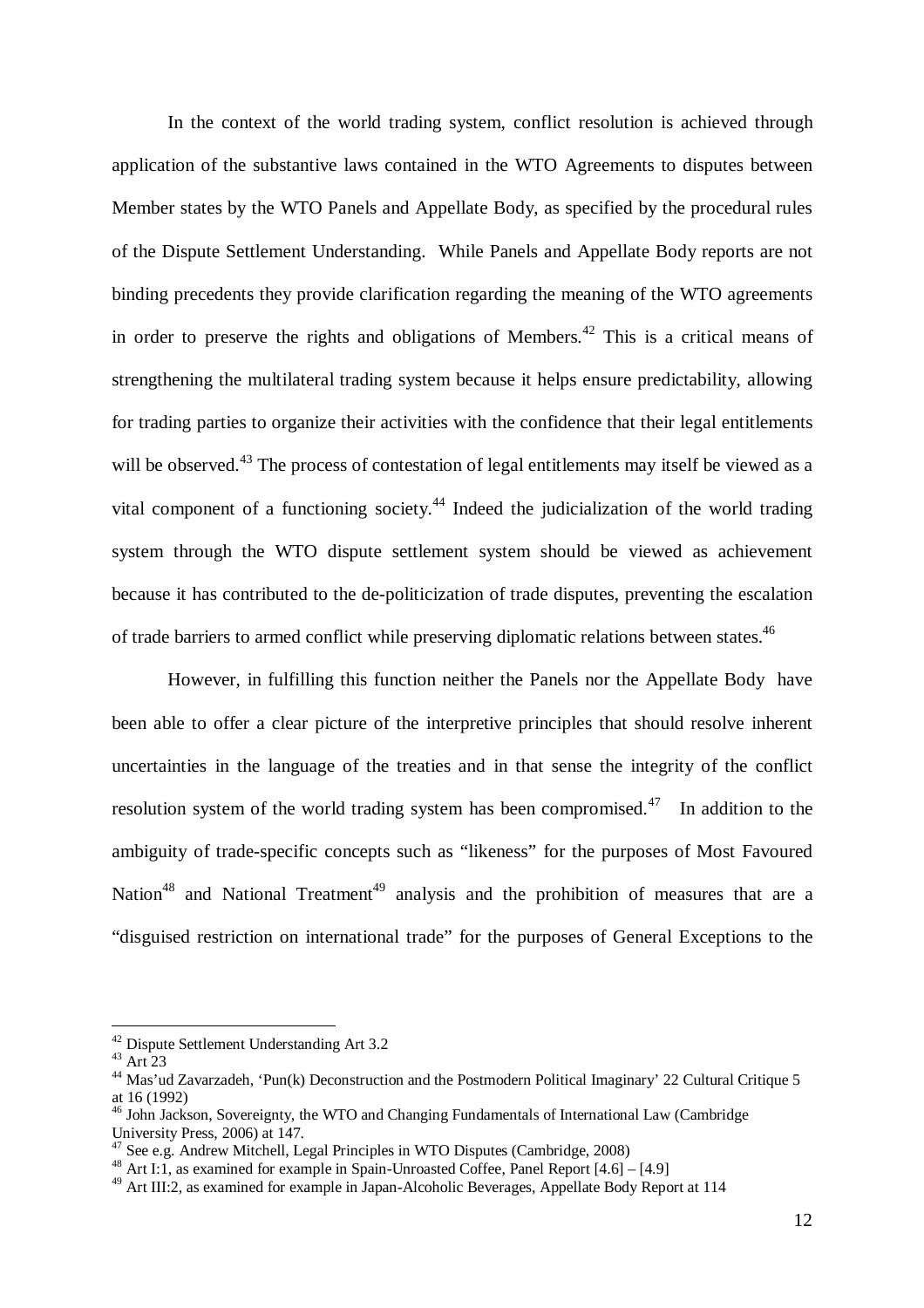In the context of the world trading system, conflict resolution is achieved through application of the substantive laws contained in the WTO Agreements to disputes between Member states by the WTO Panels and Appellate Body, as specified by the procedural rules of the Dispute Settlement Understanding. While Panels and Appellate Body reports are not binding precedents they provide clarification regarding the meaning of the WTO agreements in order to preserve the rights and obligations of Members.[42] This is a critical means of strengthening the multilateral trading system because it helps ensure predictability, allowing for trading parties to organize their activities with the confidence that their legal entitlements will be observed.[43] The process of contestation of legal entitlements may itself be viewed as a vital component of a functioning society.[44] Indeed the judicialization of the world trading system through the WTO dispute settlement system should be viewed as achievement because it has contributed to the de-politicization of trade disputes, preventing the escalation of trade barriers to armed conflict while preserving diplomatic relations between states.[46]

However, in fulfilling this function neither the Panels nor the Appellate Body have been able to offer a clear picture of the interpretive principles that should resolve inherent uncertainties in the language of the treaties and in that sense the integrity of the conflict resolution system of the world trading system has been compromised.[47] In addition to the ambiguity of trade-specific concepts such as "likeness" for the purposes of Most Favoured Nation[48] and National Treatment[49] analysis and the prohibition of measures that are a "disguised restriction on international trade" for the purposes of General Exceptions to the

---

[42] Dispute Settlement Understanding Art 3.2

[43] Art 23

[44] Mas'ud Zavarzadeh, 'Pun(k) Deconstruction and the Postmodern Political Imaginary' 22 Cultural Critique 5 at 16 (1992)

[46] John Jackson, Sovereignty, the WTO and Changing Fundamentals of International Law (Cambridge University Press, 2006) at 147.

[47] See e.g. Andrew Mitchell, Legal Principles in WTO Disputes (Cambridge, 2008)

[48] Art I:1, as examined for example in Spain-Unroasted Coffee, Panel Report [4.6] – [4.9]

[49] Art III:2, as examined for example in Japan-Alcoholic Beverages, Appellate Body Report at 114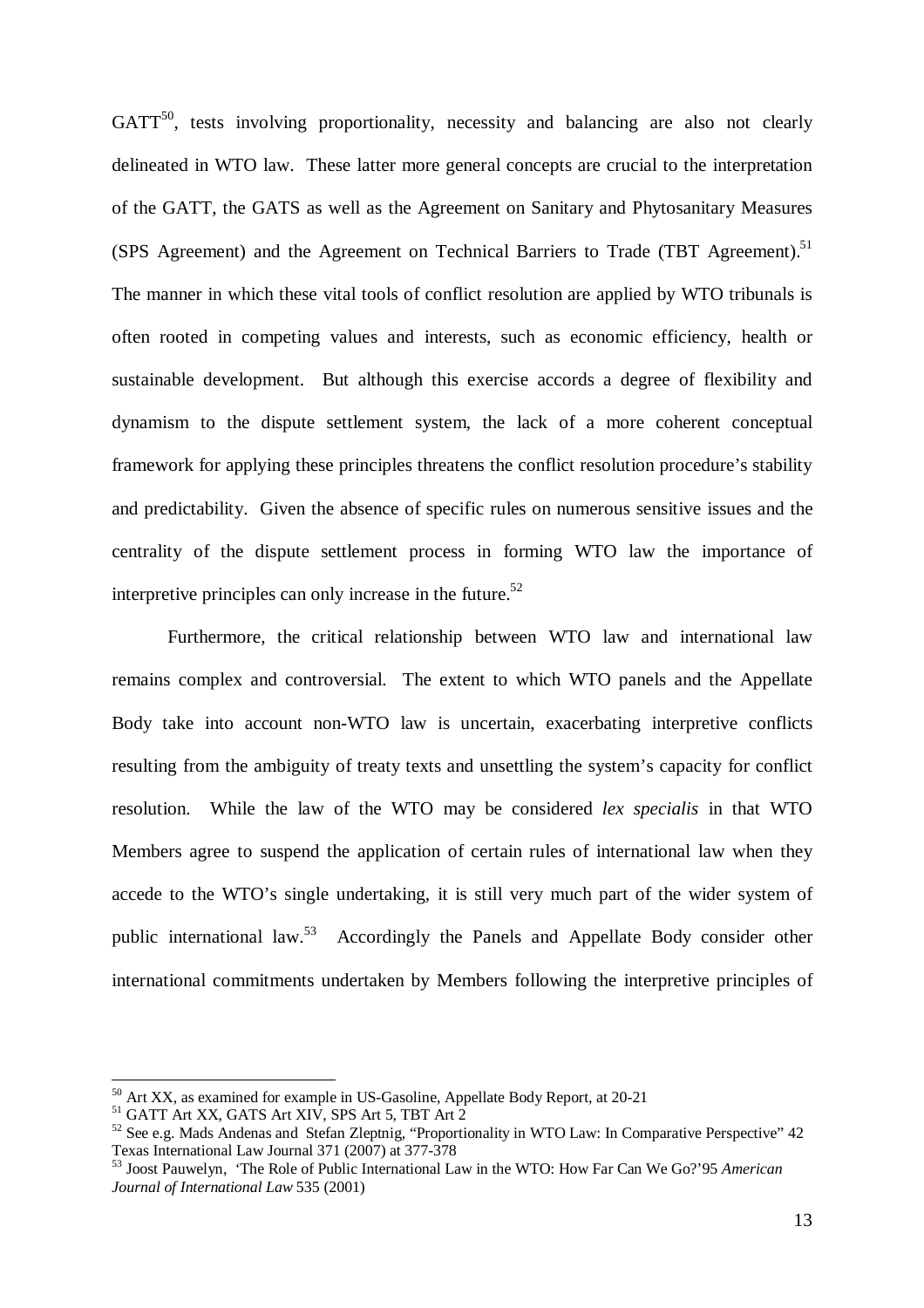GATT[50], tests involving proportionality, necessity and balancing are also not clearly delineated in WTO law. These latter more general concepts are crucial to the interpretation of the GATT, the GATS as well as the Agreement on Sanitary and Phytosanitary Measures (SPS Agreement) and the Agreement on Technical Barriers to Trade (TBT Agreement).[51] The manner in which these vital tools of conflict resolution are applied by WTO tribunals is often rooted in competing values and interests, such as economic efficiency, health or sustainable development. But although this exercise accords a degree of flexibility and dynamism to the dispute settlement system, the lack of a more coherent conceptual framework for applying these principles threatens the conflict resolution procedure's stability and predictability. Given the absence of specific rules on numerous sensitive issues and the centrality of the dispute settlement process in forming WTO law the importance of interpretive principles can only increase in the future.[52]

Furthermore, the critical relationship between WTO law and international law remains complex and controversial. The extent to which WTO panels and the Appellate Body take into account non-WTO law is uncertain, exacerbating interpretive conflicts resulting from the ambiguity of treaty texts and unsettling the system's capacity for conflict resolution. While the law of the WTO may be considered *lex specialis* in that WTO Members agree to suspend the application of certain rules of international law when they accede to the WTO's single undertaking, it is still very much part of the wider system of public international law.[53] Accordingly the Panels and Appellate Body consider other international commitments undertaken by Members following the interpretive principles of

---

[50] Art XX, as examined for example in US-Gasoline, Appellate Body Report, at 20-21

[51] GATT Art XX, GATS Art XIV, SPS Art 5, TBT Art 2

[52] See e.g. Mads Andenas and Stefan Zleptnig, "Proportionality in WTO Law: In Comparative Perspective" 42 Texas International Law Journal 371 (2007) at 377-378

[53] Joost Pauwelyn, 'The Role of Public International Law in the WTO: How Far Can We Go?'95 *American Journal of International Law* 535 (2001)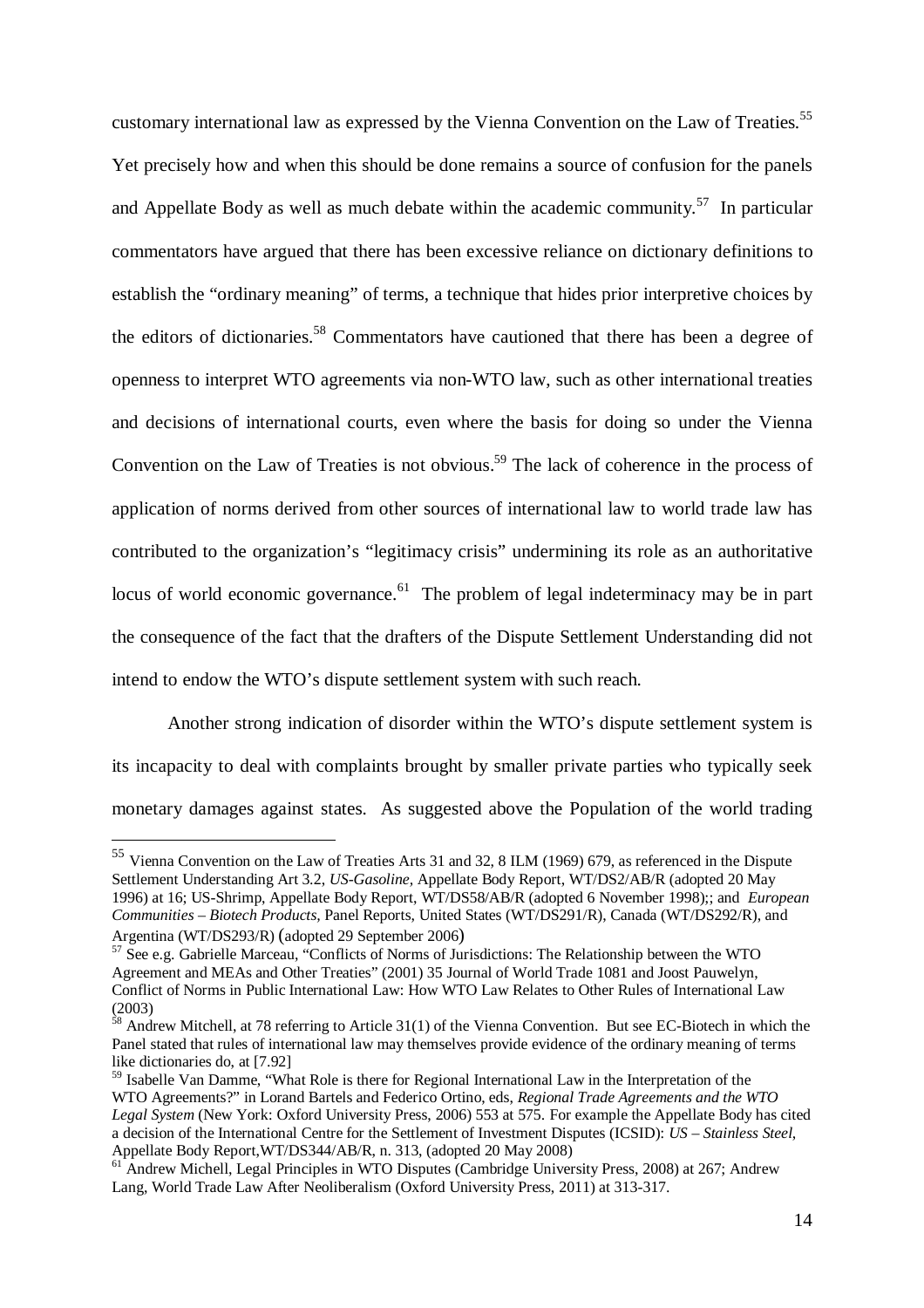customary international law as expressed by the Vienna Convention on the Law of Treaties.[55] Yet precisely how and when this should be done remains a source of confusion for the panels and Appellate Body as well as much debate within the academic community.[57] In particular commentators have argued that there has been excessive reliance on dictionary definitions to establish the "ordinary meaning" of terms, a technique that hides prior interpretive choices by the editors of dictionaries.[58] Commentators have cautioned that there has been a degree of openness to interpret WTO agreements via non-WTO law, such as other international treaties and decisions of international courts, even where the basis for doing so under the Vienna Convention on the Law of Treaties is not obvious.[59] The lack of coherence in the process of application of norms derived from other sources of international law to world trade law has contributed to the organization's "legitimacy crisis" undermining its role as an authoritative locus of world economic governance.[61] The problem of legal indeterminacy may be in part the consequence of the fact that the drafters of the Dispute Settlement Understanding did not intend to endow the WTO's dispute settlement system with such reach.

Another strong indication of disorder within the WTO's dispute settlement system is its incapacity to deal with complaints brought by smaller private parties who typically seek monetary damages against states. As suggested above the Population of the world trading

---

[55] Vienna Convention on the Law of Treaties Arts 31 and 32, 8 ILM (1969) 679, as referenced in the Dispute Settlement Understanding Art 3.2, *US-Gasoline,* Appellate Body Report, WT/DS2/AB/R (adopted 20 May 1996) at 16; US-Shrimp, Appellate Body Report, WT/DS58/AB/R (adopted 6 November 1998);; and *European Communities – Biotech Products,* Panel Reports, United States (WT/DS291/R), Canada (WT/DS292/R), and Argentina (WT/DS293/R) (adopted 29 September 2006)

[57] See e.g. Gabrielle Marceau, "Conflicts of Norms of Jurisdictions: The Relationship between the WTO Agreement and MEAs and Other Treaties" (2001) 35 Journal of World Trade 1081 and Joost Pauwelyn, Conflict of Norms in Public International Law: How WTO Law Relates to Other Rules of International Law (2003)

[58] Andrew Mitchell, at 78 referring to Article 31(1) of the Vienna Convention. But see EC-Biotech in which the Panel stated that rules of international law may themselves provide evidence of the ordinary meaning of terms like dictionaries do, at [7.92]

[59] Isabelle Van Damme, "What Role is there for Regional International Law in the Interpretation of the WTO Agreements?" in Lorand Bartels and Federico Ortino, eds, *Regional Trade Agreements and the WTO Legal System* (New York: Oxford University Press, 2006) 553 at 575. For example the Appellate Body has cited a decision of the International Centre for the Settlement of Investment Disputes (ICSID): *US – Stainless Steel*, Appellate Body Report,WT/DS344/AB/R, n. 313, (adopted 20 May 2008)

[61] Andrew Michell, Legal Principles in WTO Disputes (Cambridge University Press, 2008) at 267; Andrew Lang, World Trade Law After Neoliberalism (Oxford University Press, 2011) at 313-317.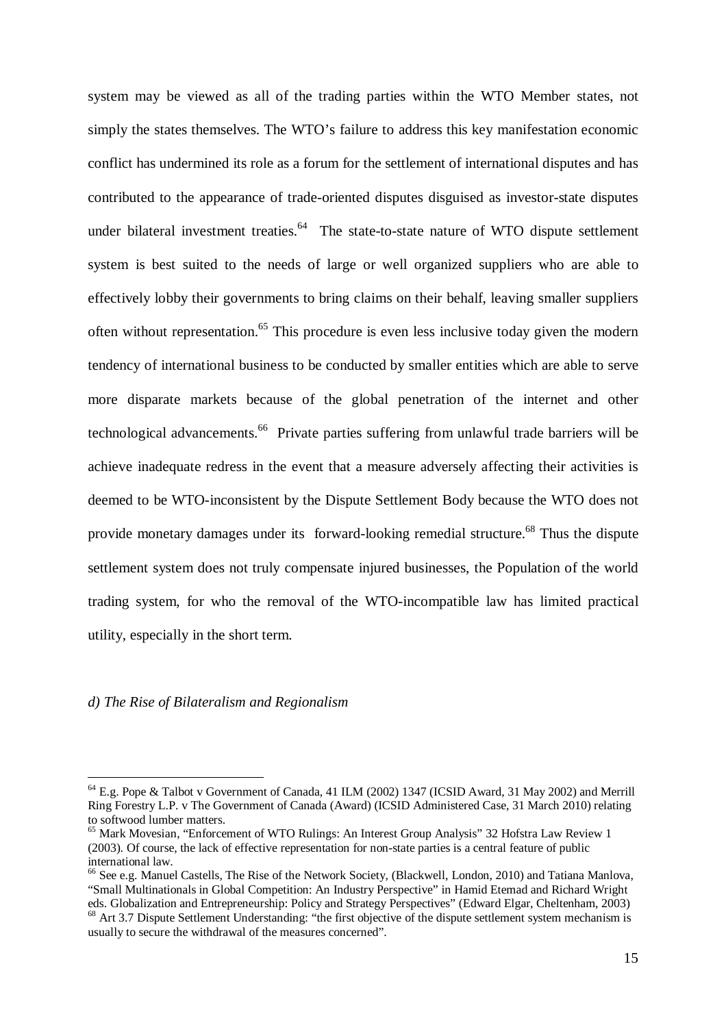system may be viewed as all of the trading parties within the WTO Member states, not simply the states themselves. The WTO's failure to address this key manifestation economic conflict has undermined its role as a forum for the settlement of international disputes and has contributed to the appearance of trade-oriented disputes disguised as investor-state disputes under bilateral investment treaties.[64] The state-to-state nature of WTO dispute settlement system is best suited to the needs of large or well organized suppliers who are able to effectively lobby their governments to bring claims on their behalf, leaving smaller suppliers often without representation.[65] This procedure is even less inclusive today given the modern tendency of international business to be conducted by smaller entities which are able to serve more disparate markets because of the global penetration of the internet and other technological advancements.[66] Private parties suffering from unlawful trade barriers will be achieve inadequate redress in the event that a measure adversely affecting their activities is deemed to be WTO-inconsistent by the Dispute Settlement Body because the WTO does not provide monetary damages under its forward-looking remedial structure.[68] Thus the dispute settlement system does not truly compensate injured businesses, the Population of the world trading system, for who the removal of the WTO-incompatible law has limited practical utility, especially in the short term.

*d) The Rise of Bilateralism and Regionalism*

---

[64] E.g. Pope & Talbot v Government of Canada, 41 ILM (2002) 1347 (ICSID Award, 31 May 2002) and Merrill Ring Forestry L.P. v The Government of Canada (Award) (ICSID Administered Case, 31 March 2010) relating to softwood lumber matters.

[65] Mark Movesian, "Enforcement of WTO Rulings: An Interest Group Analysis" 32 Hofstra Law Review 1 (2003). Of course, the lack of effective representation for non-state parties is a central feature of public international law.

[66] See e.g. Manuel Castells, The Rise of the Network Society, (Blackwell, London, 2010) and Tatiana Manlova, "Small Multinationals in Global Competition: An Industry Perspective" in Hamid Etemad and Richard Wright eds. Globalization and Entrepreneurship: Policy and Strategy Perspectives" (Edward Elgar, Cheltenham, 2003)

[68] Art 3.7 Dispute Settlement Understanding: "the first objective of the dispute settlement system mechanism is usually to secure the withdrawal of the measures concerned".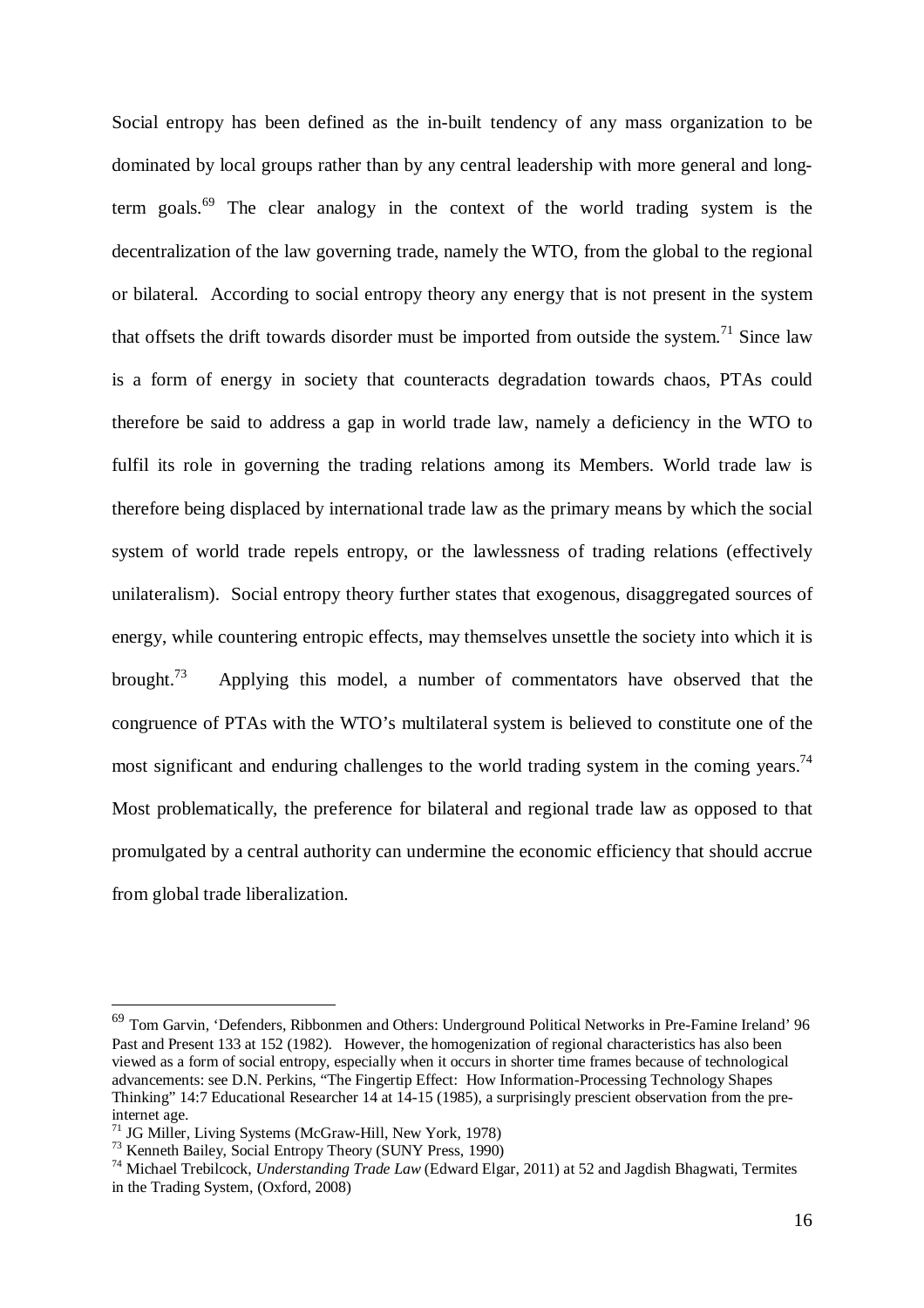Social entropy has been defined as the in-built tendency of any mass organization to be dominated by local groups rather than by any central leadership with more general and long-term goals.[69] The clear analogy in the context of the world trading system is the decentralization of the law governing trade, namely the WTO, from the global to the regional or bilateral. According to social entropy theory any energy that is not present in the system that offsets the drift towards disorder must be imported from outside the system.[71] Since law is a form of energy in society that counteracts degradation towards chaos, PTAs could therefore be said to address a gap in world trade law, namely a deficiency in the WTO to fulfil its role in governing the trading relations among its Members. World trade law is therefore being displaced by international trade law as the primary means by which the social system of world trade repels entropy, or the lawlessness of trading relations (effectively unilateralism). Social entropy theory further states that exogenous, disaggregated sources of energy, while countering entropic effects, may themselves unsettle the society into which it is brought.[73] Applying this model, a number of commentators have observed that the congruence of PTAs with the WTO's multilateral system is believed to constitute one of the most significant and enduring challenges to the world trading system in the coming years.[74] Most problematically, the preference for bilateral and regional trade law as opposed to that promulgated by a central authority can undermine the economic efficiency that should accrue from global trade liberalization.

---

[69] Tom Garvin, 'Defenders, Ribbonmen and Others: Underground Political Networks in Pre-Famine Ireland' 96 Past and Present 133 at 152 (1982). However, the homogenization of regional characteristics has also been viewed as a form of social entropy, especially when it occurs in shorter time frames because of technological advancements: see D.N. Perkins, "The Fingertip Effect: How Information-Processing Technology Shapes Thinking" 14:7 Educational Researcher 14 at 14-15 (1985), a surprisingly prescient observation from the pre-internet age.

[71] JG Miller, Living Systems (McGraw-Hill, New York, 1978)

[73] Kenneth Bailey, Social Entropy Theory (SUNY Press, 1990)

[74] Michael Trebilcock, *Understanding Trade Law* (Edward Elgar, 2011) at 52 and Jagdish Bhagwati, Termites in the Trading System, (Oxford, 2008)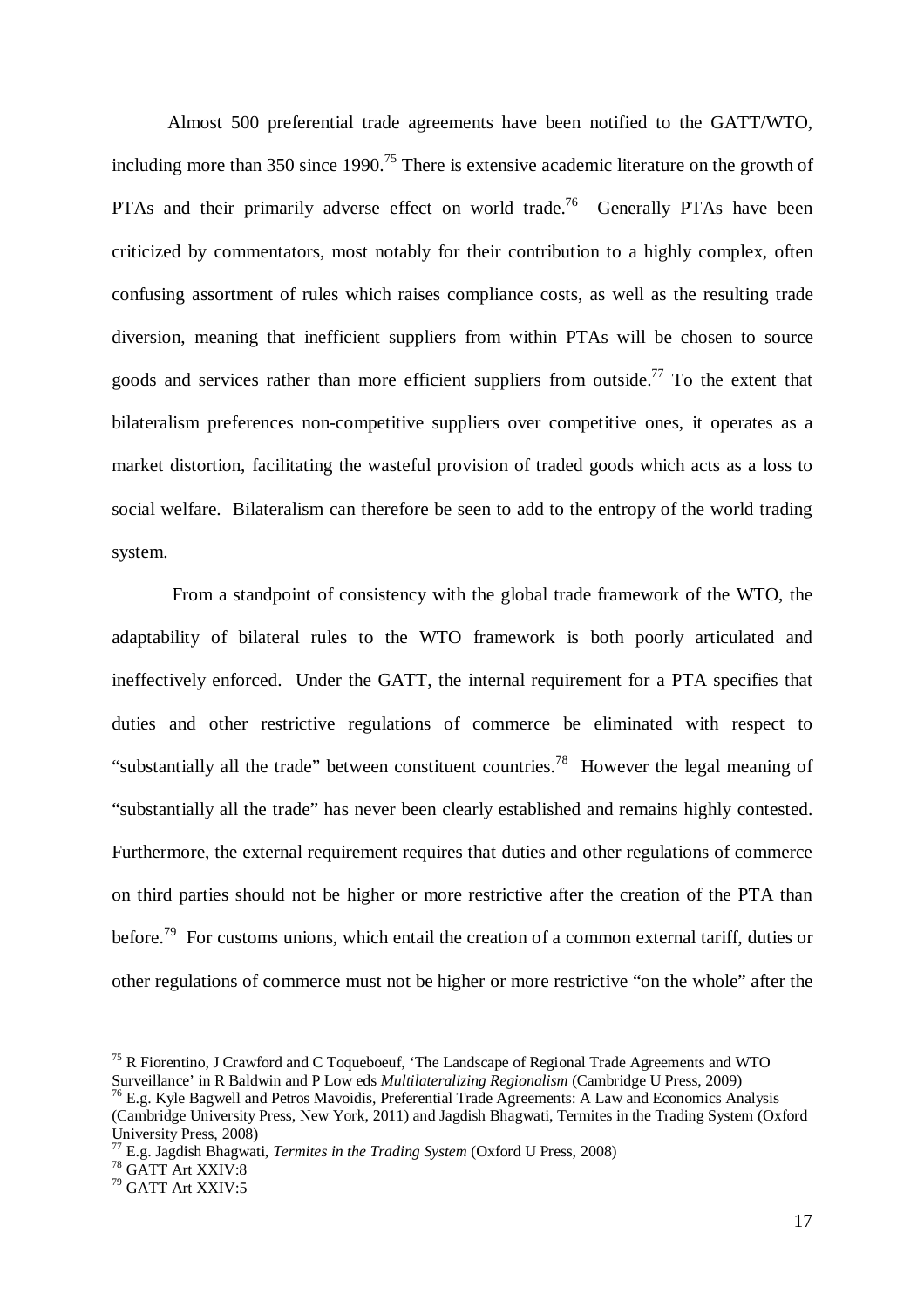Almost 500 preferential trade agreements have been notified to the GATT/WTO, including more than 350 since 1990.[75] There is extensive academic literature on the growth of PTAs and their primarily adverse effect on world trade.[76] Generally PTAs have been criticized by commentators, most notably for their contribution to a highly complex, often confusing assortment of rules which raises compliance costs, as well as the resulting trade diversion, meaning that inefficient suppliers from within PTAs will be chosen to source goods and services rather than more efficient suppliers from outside.[77] To the extent that bilateralism preferences non-competitive suppliers over competitive ones, it operates as a market distortion, facilitating the wasteful provision of traded goods which acts as a loss to social welfare. Bilateralism can therefore be seen to add to the entropy of the world trading system.

From a standpoint of consistency with the global trade framework of the WTO, the adaptability of bilateral rules to the WTO framework is both poorly articulated and ineffectively enforced. Under the GATT, the internal requirement for a PTA specifies that duties and other restrictive regulations of commerce be eliminated with respect to "substantially all the trade" between constituent countries.[78] However the legal meaning of "substantially all the trade" has never been clearly established and remains highly contested. Furthermore, the external requirement requires that duties and other regulations of commerce on third parties should not be higher or more restrictive after the creation of the PTA than before.[79] For customs unions, which entail the creation of a common external tariff, duties or other regulations of commerce must not be higher or more restrictive "on the whole" after the

---

[75] R Fiorentino, J Crawford and C Toqueboeuf, 'The Landscape of Regional Trade Agreements and WTO Surveillance' in R Baldwin and P Low eds *Multilateralizing Regionalism* (Cambridge U Press, 2009)

[76] E.g. Kyle Bagwell and Petros Mavoidis, Preferential Trade Agreements: A Law and Economics Analysis (Cambridge University Press, New York, 2011) and Jagdish Bhagwati, Termites in the Trading System (Oxford University Press, 2008)

[77] E.g. Jagdish Bhagwati, *Termites in the Trading System* (Oxford U Press, 2008)

[78] GATT Art XXIV:8

[79] GATT Art XXIV:5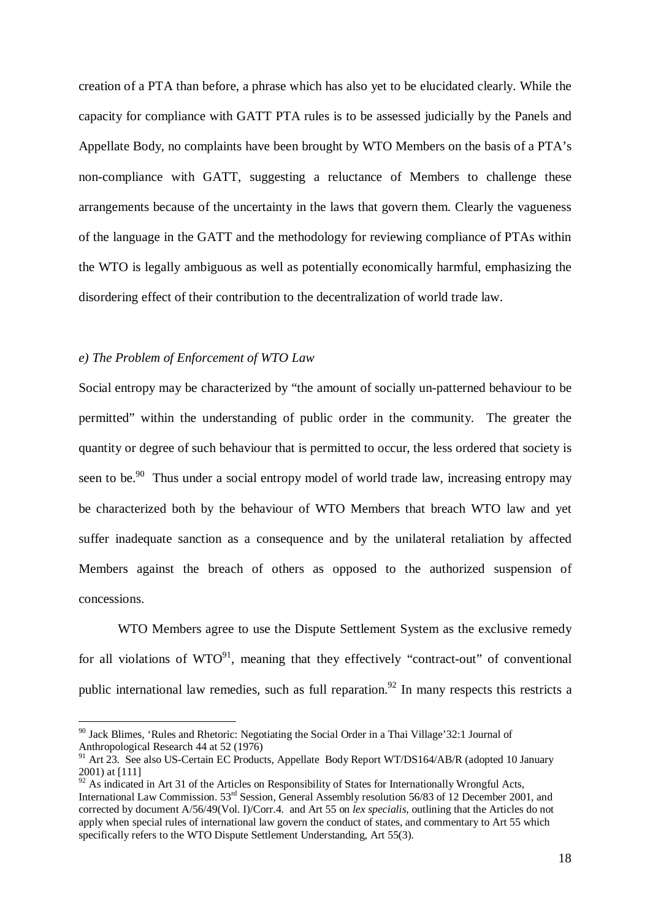creation of a PTA than before, a phrase which has also yet to be elucidated clearly. While the capacity for compliance with GATT PTA rules is to be assessed judicially by the Panels and Appellate Body, no complaints have been brought by WTO Members on the basis of a PTA's non-compliance with GATT, suggesting a reluctance of Members to challenge these arrangements because of the uncertainty in the laws that govern them. Clearly the vagueness of the language in the GATT and the methodology for reviewing compliance of PTAs within the WTO is legally ambiguous as well as potentially economically harmful, emphasizing the disordering effect of their contribution to the decentralization of world trade law.

### *e) The Problem of Enforcement of WTO Law*

Social entropy may be characterized by "the amount of socially un-patterned behaviour to be permitted" within the understanding of public order in the community. The greater the quantity or degree of such behaviour that is permitted to occur, the less ordered that society is seen to be.[90] Thus under a social entropy model of world trade law, increasing entropy may be characterized both by the behaviour of WTO Members that breach WTO law and yet suffer inadequate sanction as a consequence and by the unilateral retaliation by affected Members against the breach of others as opposed to the authorized suspension of concessions.

WTO Members agree to use the Dispute Settlement System as the exclusive remedy for all violations of WTO[91], meaning that they effectively "contract-out" of conventional public international law remedies, such as full reparation.[92] In many respects this restricts a

---

[90] Jack Blimes, 'Rules and Rhetoric: Negotiating the Social Order in a Thai Village'32:1 Journal of Anthropological Research 44 at 52 (1976)

[91] Art 23. See also US-Certain EC Products, Appellate Body Report WT/DS164/AB/R (adopted 10 January 2001) at [111]

[92] As indicated in Art 31 of the Articles on Responsibility of States for Internationally Wrongful Acts, International Law Commission. 53rd Session, General Assembly resolution 56/83 of 12 December 2001, and corrected by document A/56/49(Vol. I)/Corr.4. and Art 55 on *lex specialis*, outlining that the Articles do not apply when special rules of international law govern the conduct of states, and commentary to Art 55 which specifically refers to the WTO Dispute Settlement Understanding, Art 55(3).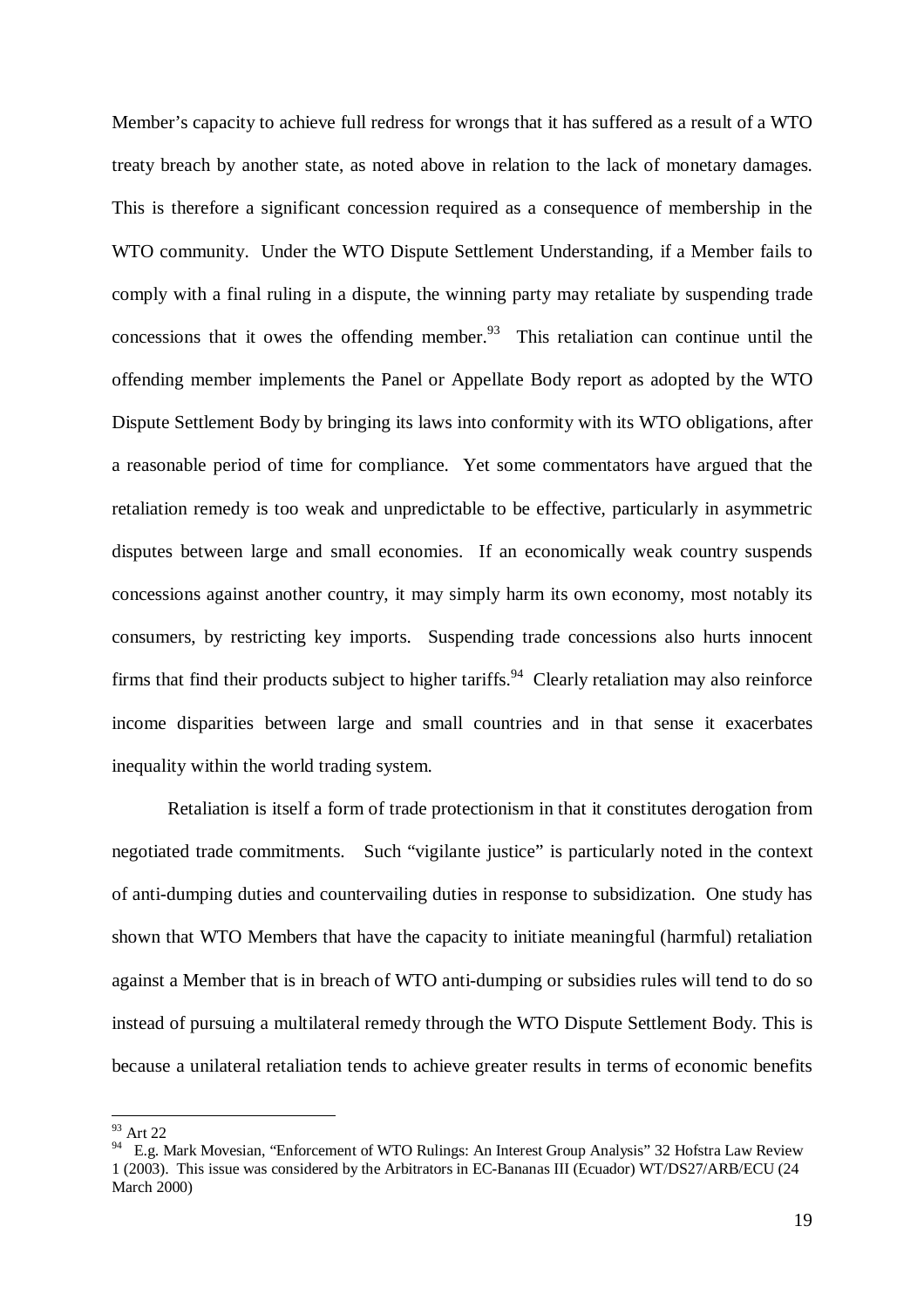Member's capacity to achieve full redress for wrongs that it has suffered as a result of a WTO treaty breach by another state, as noted above in relation to the lack of monetary damages. This is therefore a significant concession required as a consequence of membership in the WTO community. Under the WTO Dispute Settlement Understanding, if a Member fails to comply with a final ruling in a dispute, the winning party may retaliate by suspending trade concessions that it owes the offending member.[93] This retaliation can continue until the offending member implements the Panel or Appellate Body report as adopted by the WTO Dispute Settlement Body by bringing its laws into conformity with its WTO obligations, after a reasonable period of time for compliance. Yet some commentators have argued that the retaliation remedy is too weak and unpredictable to be effective, particularly in asymmetric disputes between large and small economies. If an economically weak country suspends concessions against another country, it may simply harm its own economy, most notably its consumers, by restricting key imports. Suspending trade concessions also hurts innocent firms that find their products subject to higher tariffs.[94] Clearly retaliation may also reinforce income disparities between large and small countries and in that sense it exacerbates inequality within the world trading system.

Retaliation is itself a form of trade protectionism in that it constitutes derogation from negotiated trade commitments. Such "vigilante justice" is particularly noted in the context of anti-dumping duties and countervailing duties in response to subsidization. One study has shown that WTO Members that have the capacity to initiate meaningful (harmful) retaliation against a Member that is in breach of WTO anti-dumping or subsidies rules will tend to do so instead of pursuing a multilateral remedy through the WTO Dispute Settlement Body. This is because a unilateral retaliation tends to achieve greater results in terms of economic benefits

---

[93] Art 22

[94] E.g. Mark Movesian, "Enforcement of WTO Rulings: An Interest Group Analysis" 32 Hofstra Law Review 1 (2003). This issue was considered by the Arbitrators in EC-Bananas III (Ecuador) WT/DS27/ARB/ECU (24 March 2000)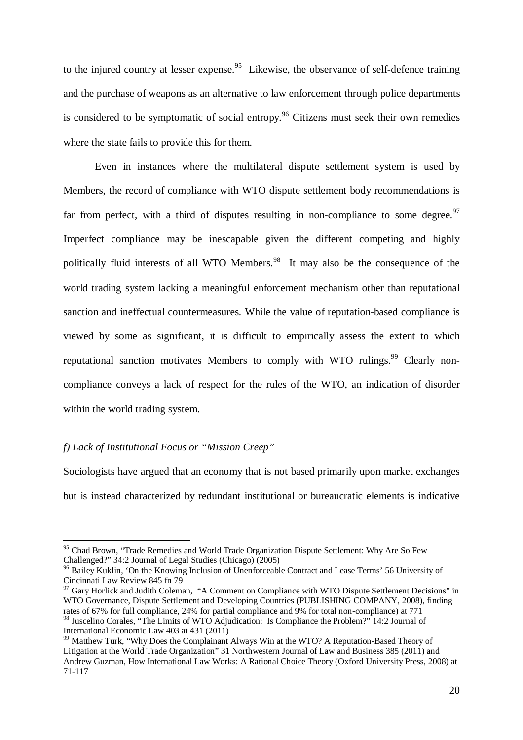to the injured country at lesser expense.[95] Likewise, the observance of self-defence training and the purchase of weapons as an alternative to law enforcement through police departments is considered to be symptomatic of social entropy.[96] Citizens must seek their own remedies where the state fails to provide this for them.

Even in instances where the multilateral dispute settlement system is used by Members, the record of compliance with WTO dispute settlement body recommendations is far from perfect, with a third of disputes resulting in non-compliance to some degree.[97] Imperfect compliance may be inescapable given the different competing and highly politically fluid interests of all WTO Members.[98] It may also be the consequence of the world trading system lacking a meaningful enforcement mechanism other than reputational sanction and ineffectual countermeasures. While the value of reputation-based compliance is viewed by some as significant, it is difficult to empirically assess the extent to which reputational sanction motivates Members to comply with WTO rulings.[99] Clearly non-compliance conveys a lack of respect for the rules of the WTO, an indication of disorder within the world trading system.

*f) Lack of Institutional Focus or "Mission Creep"*

Sociologists have argued that an economy that is not based primarily upon market exchanges but is instead characterized by redundant institutional or bureaucratic elements is indicative

---

[95] Chad Brown, "Trade Remedies and World Trade Organization Dispute Settlement: Why Are So Few Challenged?" 34:2 Journal of Legal Studies (Chicago) (2005)

[96] Bailey Kuklin, 'On the Knowing Inclusion of Unenforceable Contract and Lease Terms' 56 University of Cincinnati Law Review 845 fn 79

[97] Gary Horlick and Judith Coleman, "A Comment on Compliance with WTO Dispute Settlement Decisions" in WTO Governance, Dispute Settlement and Developing Countries (PUBLISHING COMPANY, 2008), finding rates of 67% for full compliance, 24% for partial compliance and 9% for total non-compliance) at 771

[98] Juscelino Corales, "The Limits of WTO Adjudication: Is Compliance the Problem?" 14:2 Journal of International Economic Law 403 at 431 (2011)

[99] Matthew Turk, "Why Does the Complainant Always Win at the WTO? A Reputation-Based Theory of Litigation at the World Trade Organization" 31 Northwestern Journal of Law and Business 385 (2011) and Andrew Guzman, How International Law Works: A Rational Choice Theory (Oxford University Press, 2008) at 71-117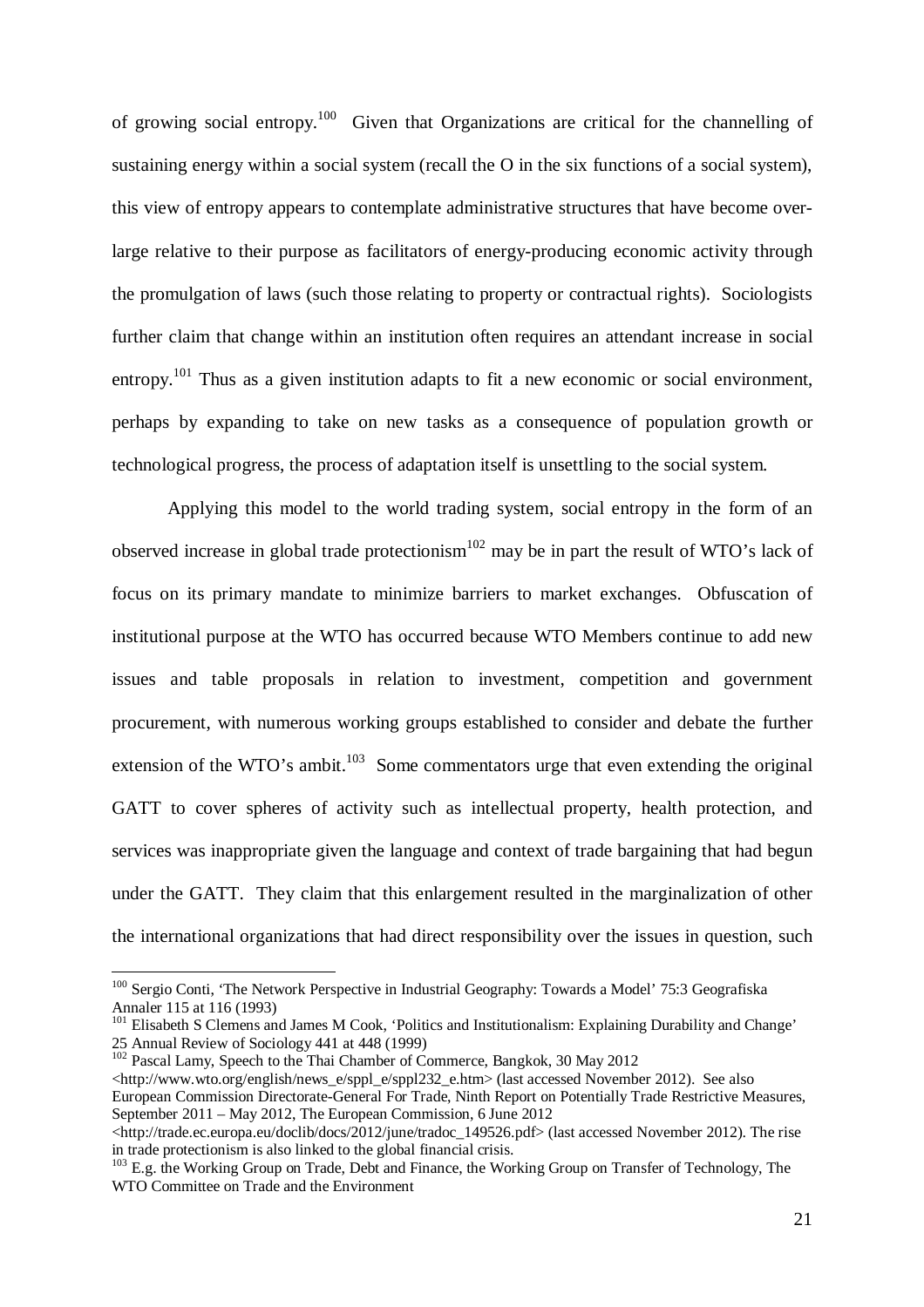of growing social entropy.[100] Given that Organizations are critical for the channelling of sustaining energy within a social system (recall the O in the six functions of a social system), this view of entropy appears to contemplate administrative structures that have become over-large relative to their purpose as facilitators of energy-producing economic activity through the promulgation of laws (such those relating to property or contractual rights). Sociologists further claim that change within an institution often requires an attendant increase in social entropy.[101] Thus as a given institution adapts to fit a new economic or social environment, perhaps by expanding to take on new tasks as a consequence of population growth or technological progress, the process of adaptation itself is unsettling to the social system.

Applying this model to the world trading system, social entropy in the form of an observed increase in global trade protectionism[102] may be in part the result of WTO's lack of focus on its primary mandate to minimize barriers to market exchanges. Obfuscation of institutional purpose at the WTO has occurred because WTO Members continue to add new issues and table proposals in relation to investment, competition and government procurement, with numerous working groups established to consider and debate the further extension of the WTO's ambit.[103] Some commentators urge that even extending the original GATT to cover spheres of activity such as intellectual property, health protection, and services was inappropriate given the language and context of trade bargaining that had begun under the GATT. They claim that this enlargement resulted in the marginalization of other the international organizations that had direct responsibility over the issues in question, such

---

[100] Sergio Conti, 'The Network Perspective in Industrial Geography: Towards a Model' 75:3 Geografiska Annaler 115 at 116 (1993)

[101] Elisabeth S Clemens and James M Cook, 'Politics and Institutionalism: Explaining Durability and Change' 25 Annual Review of Sociology 441 at 448 (1999)

[102] Pascal Lamy, Speech to the Thai Chamber of Commerce, Bangkok, 30 May 2012 <http://www.wto.org/english/news_e/sppl_e/sppl232_e.htm> (last accessed November 2012). See also European Commission Directorate-General For Trade, Ninth Report on Potentially Trade Restrictive Measures, September 2011 – May 2012, The European Commission, 6 June 2012 <http://trade.ec.europa.eu/doclib/docs/2012/june/tradoc_149526.pdf> (last accessed November 2012). The rise in trade protectionism is also linked to the global financial crisis.

[103] E.g. the Working Group on Trade, Debt and Finance, the Working Group on Transfer of Technology, The WTO Committee on Trade and the Environment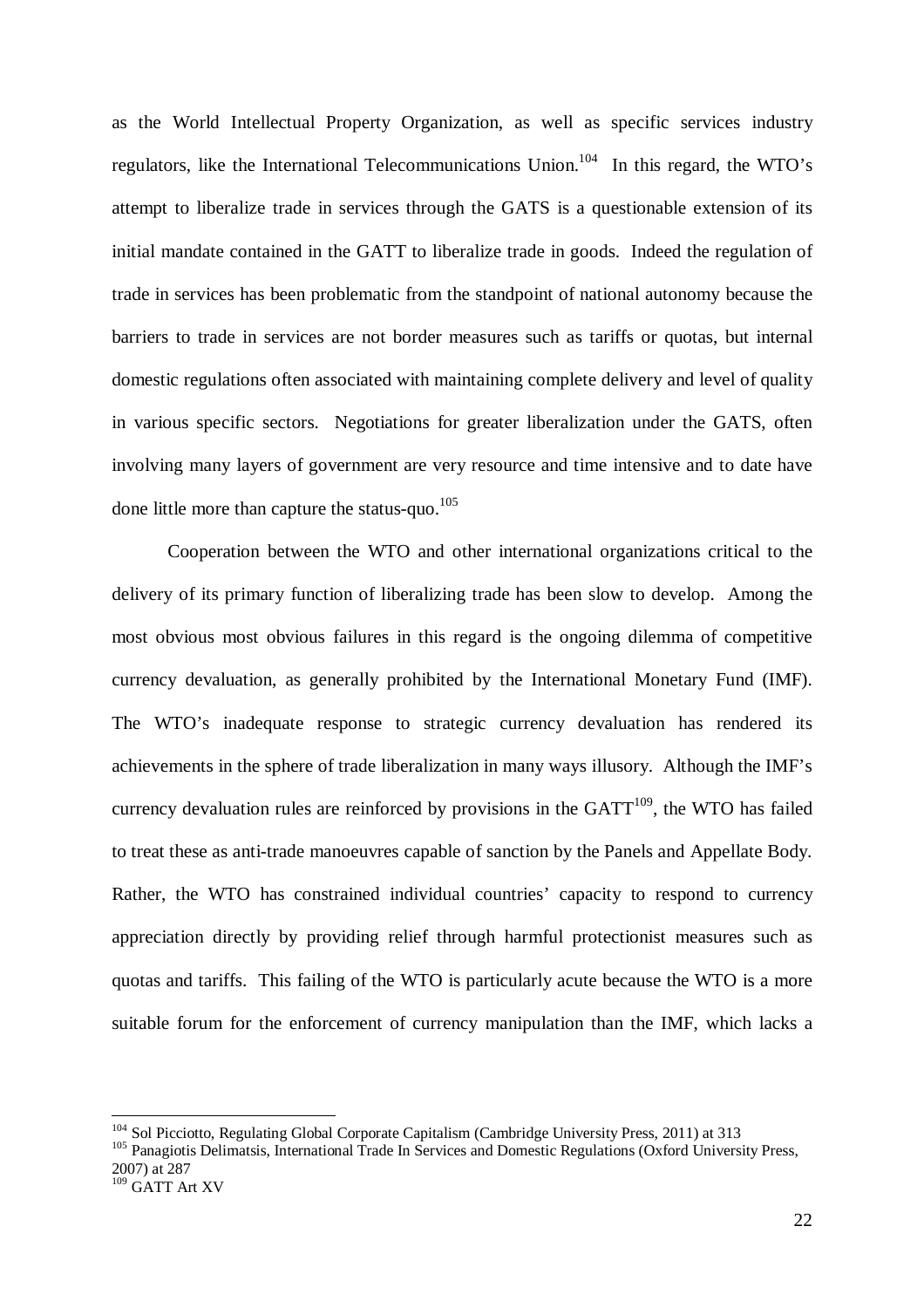as the World Intellectual Property Organization, as well as specific services industry regulators, like the International Telecommunications Union.[104] In this regard, the WTO's attempt to liberalize trade in services through the GATS is a questionable extension of its initial mandate contained in the GATT to liberalize trade in goods. Indeed the regulation of trade in services has been problematic from the standpoint of national autonomy because the barriers to trade in services are not border measures such as tariffs or quotas, but internal domestic regulations often associated with maintaining complete delivery and level of quality in various specific sectors. Negotiations for greater liberalization under the GATS, often involving many layers of government are very resource and time intensive and to date have done little more than capture the status-quo.[105]

Cooperation between the WTO and other international organizations critical to the delivery of its primary function of liberalizing trade has been slow to develop. Among the most obvious most obvious failures in this regard is the ongoing dilemma of competitive currency devaluation, as generally prohibited by the International Monetary Fund (IMF). The WTO's inadequate response to strategic currency devaluation has rendered its achievements in the sphere of trade liberalization in many ways illusory. Although the IMF's currency devaluation rules are reinforced by provisions in the GATT[109], the WTO has failed to treat these as anti-trade manoeuvres capable of sanction by the Panels and Appellate Body. Rather, the WTO has constrained individual countries' capacity to respond to currency appreciation directly by providing relief through harmful protectionist measures such as quotas and tariffs. This failing of the WTO is particularly acute because the WTO is a more suitable forum for the enforcement of currency manipulation than the IMF, which lacks a

---

[104] Sol Picciotto, Regulating Global Corporate Capitalism (Cambridge University Press, 2011) at 313

[105] Panagiotis Delimatsis, International Trade In Services and Domestic Regulations (Oxford University Press, 2007) at 287

[109] GATT Art XV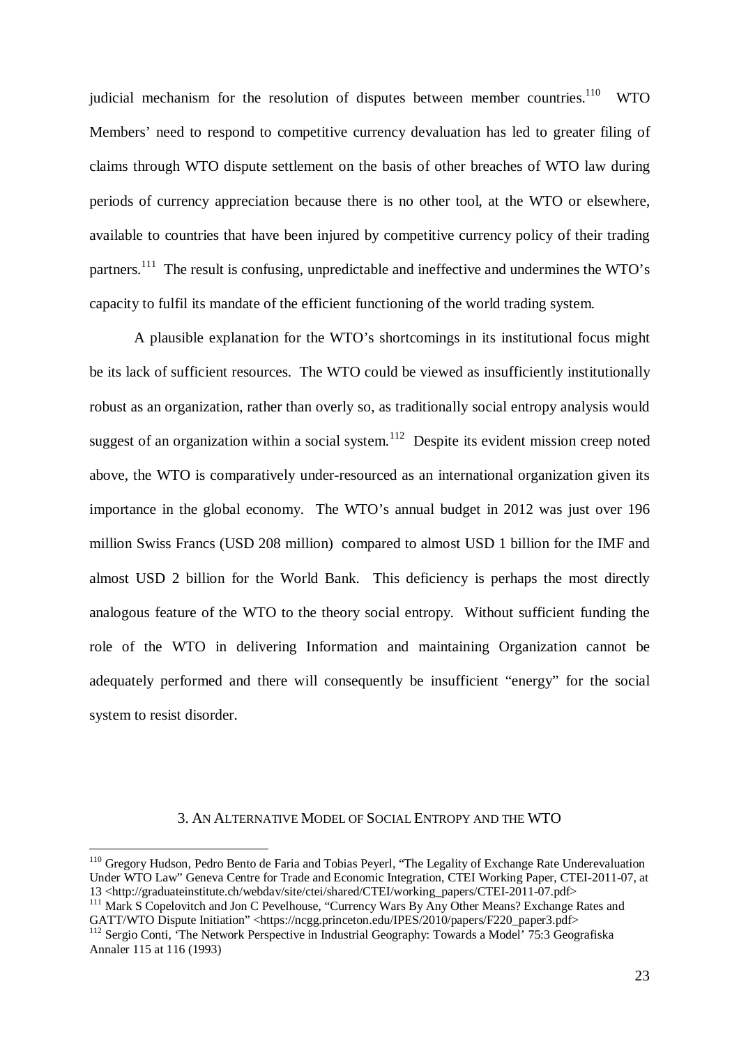judicial mechanism for the resolution of disputes between member countries.[110] WTO Members' need to respond to competitive currency devaluation has led to greater filing of claims through WTO dispute settlement on the basis of other breaches of WTO law during periods of currency appreciation because there is no other tool, at the WTO or elsewhere, available to countries that have been injured by competitive currency policy of their trading partners.[111] The result is confusing, unpredictable and ineffective and undermines the WTO's capacity to fulfil its mandate of the efficient functioning of the world trading system.

A plausible explanation for the WTO's shortcomings in its institutional focus might be its lack of sufficient resources. The WTO could be viewed as insufficiently institutionally robust as an organization, rather than overly so, as traditionally social entropy analysis would suggest of an organization within a social system.[112] Despite its evident mission creep noted above, the WTO is comparatively under-resourced as an international organization given its importance in the global economy. The WTO's annual budget in 2012 was just over 196 million Swiss Francs (USD 208 million) compared to almost USD 1 billion for the IMF and almost USD 2 billion for the World Bank. This deficiency is perhaps the most directly analogous feature of the WTO to the theory social entropy. Without sufficient funding the role of the WTO in delivering Information and maintaining Organization cannot be adequately performed and there will consequently be insufficient "energy" for the social system to resist disorder.

## 3. An Alternative Model of Social Entropy and the WTO

[110] Gregory Hudson, Pedro Bento de Faria and Tobias Peyerl, "The Legality of Exchange Rate Underevaluation Under WTO Law" Geneva Centre for Trade and Economic Integration, CTEI Working Paper, CTEI-2011-07, at 13 <http://graduateinstitute.ch/webdav/site/ctei/shared/CTEI/working_papers/CTEI-2011-07.pdf>

[111] Mark S Copelovitch and Jon C Pevelhouse, "Currency Wars By Any Other Means? Exchange Rates and GATT/WTO Dispute Initiation" <https://ncgg.princeton.edu/IPES/2010/papers/F220_paper3.pdf>

[112] Sergio Conti, 'The Network Perspective in Industrial Geography: Towards a Model' 75:3 Geografiska Annaler 115 at 116 (1993)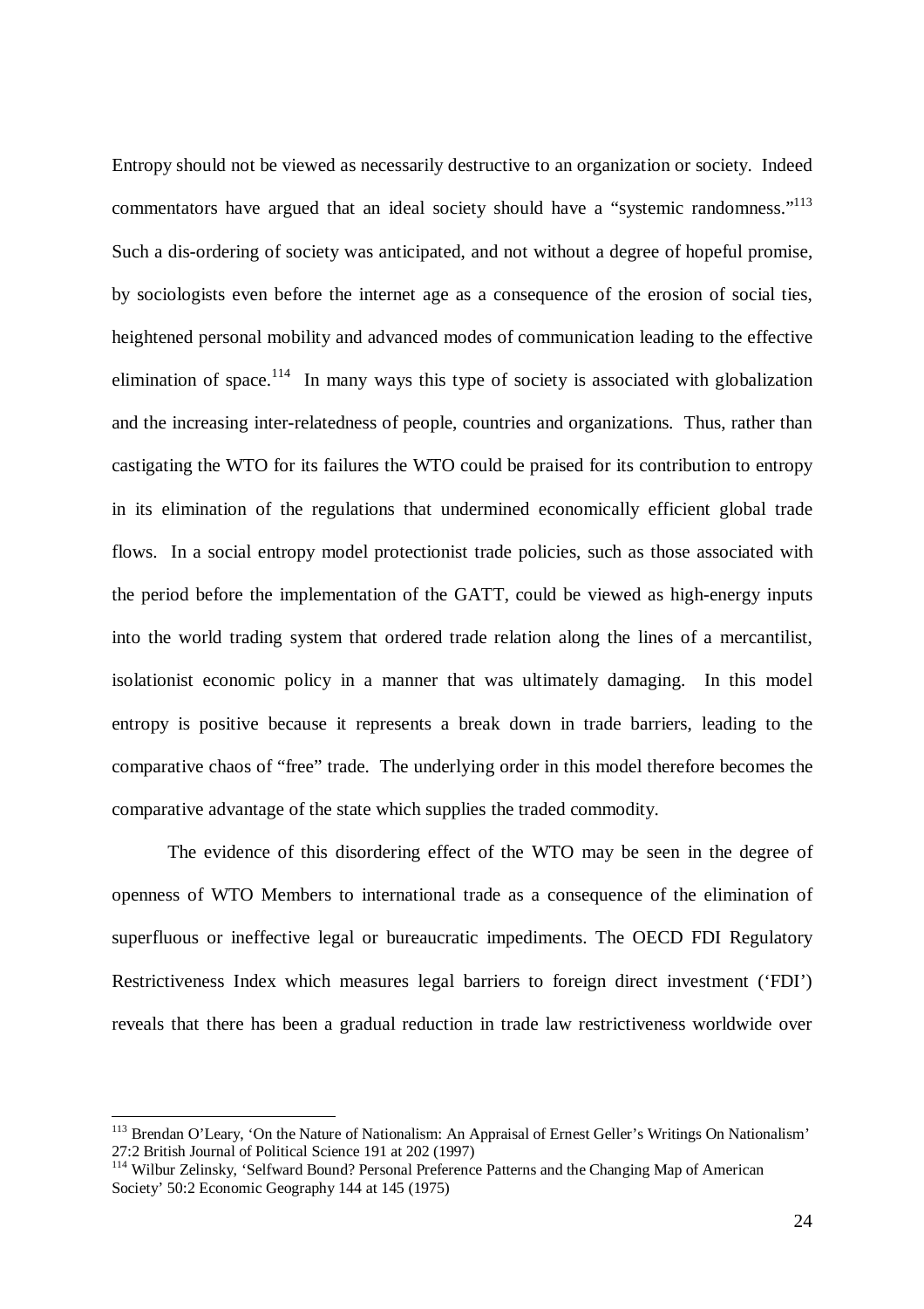Entropy should not be viewed as necessarily destructive to an organization or society. Indeed commentators have argued that an ideal society should have a "systemic randomness."[113] Such a dis-ordering of society was anticipated, and not without a degree of hopeful promise, by sociologists even before the internet age as a consequence of the erosion of social ties, heightened personal mobility and advanced modes of communication leading to the effective elimination of space.[114] In many ways this type of society is associated with globalization and the increasing inter-relatedness of people, countries and organizations. Thus, rather than castigating the WTO for its failures the WTO could be praised for its contribution to entropy in its elimination of the regulations that undermined economically efficient global trade flows. In a social entropy model protectionist trade policies, such as those associated with the period before the implementation of the GATT, could be viewed as high-energy inputs into the world trading system that ordered trade relation along the lines of a mercantilist, isolationist economic policy in a manner that was ultimately damaging. In this model entropy is positive because it represents a break down in trade barriers, leading to the comparative chaos of "free" trade. The underlying order in this model therefore becomes the comparative advantage of the state which supplies the traded commodity.

The evidence of this disordering effect of the WTO may be seen in the degree of openness of WTO Members to international trade as a consequence of the elimination of superfluous or ineffective legal or bureaucratic impediments. The OECD FDI Regulatory Restrictiveness Index which measures legal barriers to foreign direct investment ('FDI') reveals that there has been a gradual reduction in trade law restrictiveness worldwide over

---

[113] Brendan O'Leary, 'On the Nature of Nationalism: An Appraisal of Ernest Geller's Writings On Nationalism' 27:2 British Journal of Political Science 191 at 202 (1997)

[114] Wilbur Zelinsky, 'Selfward Bound? Personal Preference Patterns and the Changing Map of American Society' 50:2 Economic Geography 144 at 145 (1975)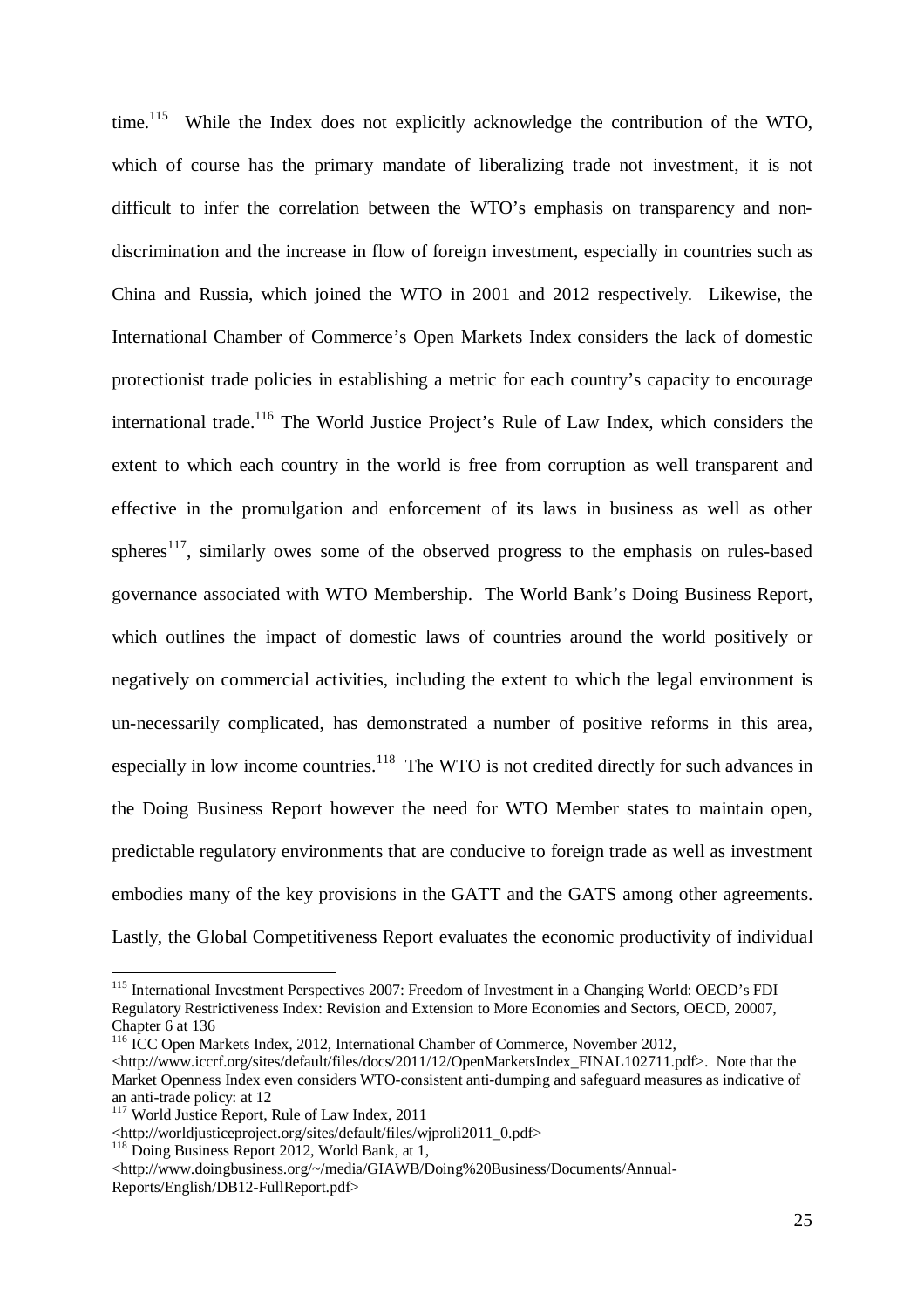time.[115] While the Index does not explicitly acknowledge the contribution of the WTO, which of course has the primary mandate of liberalizing trade not investment, it is not difficult to infer the correlation between the WTO's emphasis on transparency and non-discrimination and the increase in flow of foreign investment, especially in countries such as China and Russia, which joined the WTO in 2001 and 2012 respectively. Likewise, the International Chamber of Commerce's Open Markets Index considers the lack of domestic protectionist trade policies in establishing a metric for each country's capacity to encourage international trade.[116] The World Justice Project's Rule of Law Index, which considers the extent to which each country in the world is free from corruption as well transparent and effective in the promulgation and enforcement of its laws in business as well as other spheres[117], similarly owes some of the observed progress to the emphasis on rules-based governance associated with WTO Membership. The World Bank's Doing Business Report, which outlines the impact of domestic laws of countries around the world positively or negatively on commercial activities, including the extent to which the legal environment is un-necessarily complicated, has demonstrated a number of positive reforms in this area, especially in low income countries.[118] The WTO is not credited directly for such advances in the Doing Business Report however the need for WTO Member states to maintain open, predictable regulatory environments that are conducive to foreign trade as well as investment embodies many of the key provisions in the GATT and the GATS among other agreements. Lastly, the Global Competitiveness Report evaluates the economic productivity of individual

---

[115] International Investment Perspectives 2007: Freedom of Investment in a Changing World: OECD's FDI Regulatory Restrictiveness Index: Revision and Extension to More Economies and Sectors, OECD, 20007, Chapter 6 at 136

[116] ICC Open Markets Index, 2012, International Chamber of Commerce, November 2012, <http://www.iccrf.org/sites/default/files/docs/2011/12/OpenMarketsIndex_FINAL102711.pdf>. Note that the Market Openness Index even considers WTO-consistent anti-dumping and safeguard measures as indicative of an anti-trade policy: at 12

[117] World Justice Report, Rule of Law Index, 2011 <http://worldjusticeproject.org/sites/default/files/wjproli2011_0.pdf>

[118] Doing Business Report 2012, World Bank, at 1, <http://www.doingbusiness.org/~/media/GIAWB/Doing%20Business/Documents/Annual-Reports/English/DB12-FullReport.pdf>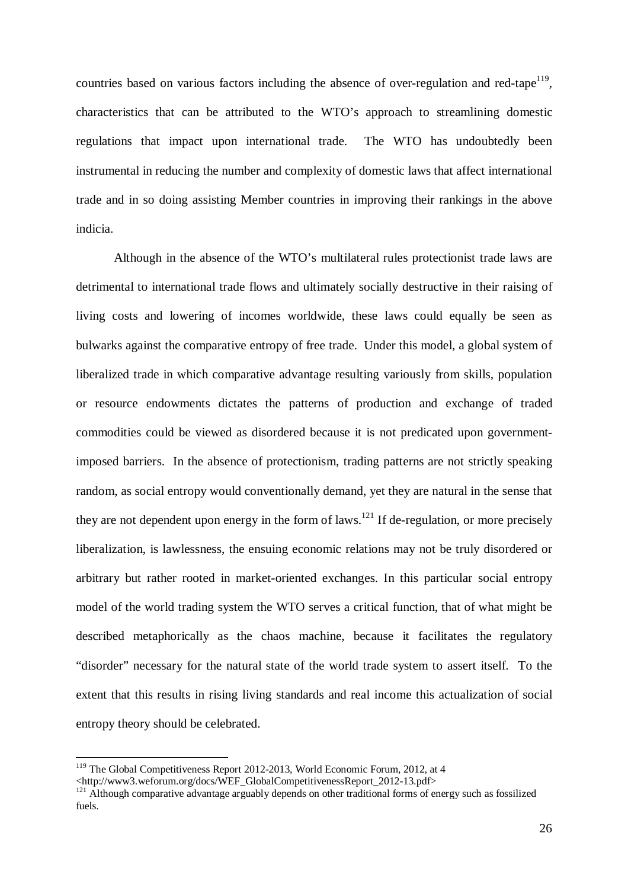countries based on various factors including the absence of over-regulation and red-tape[119], characteristics that can be attributed to the WTO's approach to streamlining domestic regulations that impact upon international trade. The WTO has undoubtedly been instrumental in reducing the number and complexity of domestic laws that affect international trade and in so doing assisting Member countries in improving their rankings in the above indicia.

Although in the absence of the WTO's multilateral rules protectionist trade laws are detrimental to international trade flows and ultimately socially destructive in their raising of living costs and lowering of incomes worldwide, these laws could equally be seen as bulwarks against the comparative entropy of free trade. Under this model, a global system of liberalized trade in which comparative advantage resulting variously from skills, population or resource endowments dictates the patterns of production and exchange of traded commodities could be viewed as disordered because it is not predicated upon government-imposed barriers. In the absence of protectionism, trading patterns are not strictly speaking random, as social entropy would conventionally demand, yet they are natural in the sense that they are not dependent upon energy in the form of laws.[121] If de-regulation, or more precisely liberalization, is lawlessness, the ensuing economic relations may not be truly disordered or arbitrary but rather rooted in market-oriented exchanges. In this particular social entropy model of the world trading system the WTO serves a critical function, that of what might be described metaphorically as the chaos machine, because it facilitates the regulatory "disorder" necessary for the natural state of the world trade system to assert itself. To the extent that this results in rising living standards and real income this actualization of social entropy theory should be celebrated.

---

[119] The Global Competitiveness Report 2012-2013, World Economic Forum, 2012, at 4 <http://www3.weforum.org/docs/WEF_GlobalCompetitivenessReport_2012-13.pdf>

[121] Although comparative advantage arguably depends on other traditional forms of energy such as fossilized fuels.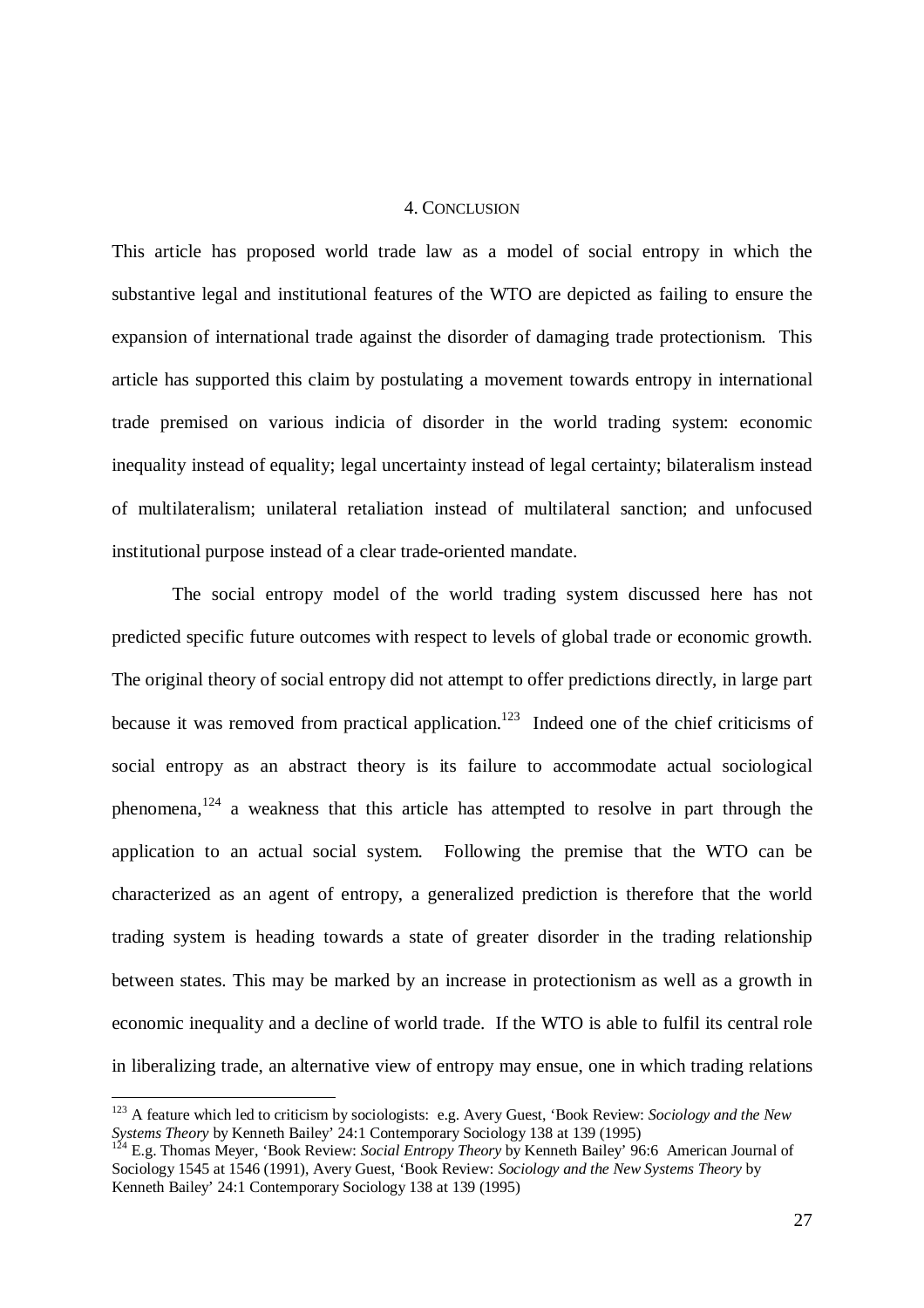## 4. CONCLUSION

This article has proposed world trade law as a model of social entropy in which the substantive legal and institutional features of the WTO are depicted as failing to ensure the expansion of international trade against the disorder of damaging trade protectionism. This article has supported this claim by postulating a movement towards entropy in international trade premised on various indicia of disorder in the world trading system: economic inequality instead of equality; legal uncertainty instead of legal certainty; bilateralism instead of multilateralism; unilateral retaliation instead of multilateral sanction; and unfocused institutional purpose instead of a clear trade-oriented mandate.

The social entropy model of the world trading system discussed here has not predicted specific future outcomes with respect to levels of global trade or economic growth. The original theory of social entropy did not attempt to offer predictions directly, in large part because it was removed from practical application.[123] Indeed one of the chief criticisms of social entropy as an abstract theory is its failure to accommodate actual sociological phenomena,[124] a weakness that this article has attempted to resolve in part through the application to an actual social system. Following the premise that the WTO can be characterized as an agent of entropy, a generalized prediction is therefore that the world trading system is heading towards a state of greater disorder in the trading relationship between states. This may be marked by an increase in protectionism as well as a growth in economic inequality and a decline of world trade. If the WTO is able to fulfil its central role in liberalizing trade, an alternative view of entropy may ensue, one in which trading relations

---

[123] A feature which led to criticism by sociologists: e.g. Avery Guest, 'Book Review: *Sociology and the New Systems Theory* by Kenneth Bailey' 24:1 Contemporary Sociology 138 at 139 (1995)

[124] E.g. Thomas Meyer, 'Book Review: *Social Entropy Theory* by Kenneth Bailey' 96:6 American Journal of Sociology 1545 at 1546 (1991), Avery Guest, 'Book Review: *Sociology and the New Systems Theory* by Kenneth Bailey' 24:1 Contemporary Sociology 138 at 139 (1995)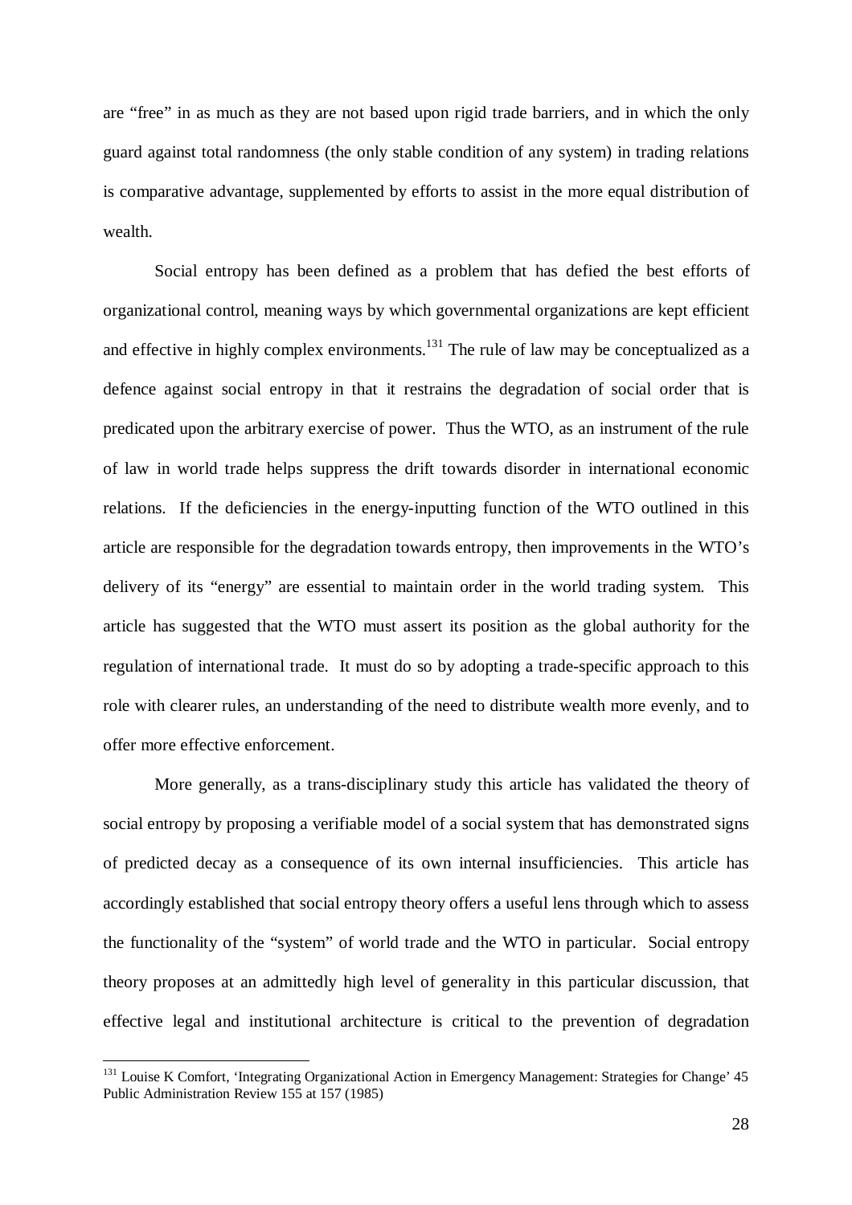are "free" in as much as they are not based upon rigid trade barriers, and in which the only guard against total randomness (the only stable condition of any system) in trading relations is comparative advantage, supplemented by efforts to assist in the more equal distribution of wealth.

Social entropy has been defined as a problem that has defied the best efforts of organizational control, meaning ways by which governmental organizations are kept efficient and effective in highly complex environments.[131] The rule of law may be conceptualized as a defence against social entropy in that it restrains the degradation of social order that is predicated upon the arbitrary exercise of power. Thus the WTO, as an instrument of the rule of law in world trade helps suppress the drift towards disorder in international economic relations. If the deficiencies in the energy-inputting function of the WTO outlined in this article are responsible for the degradation towards entropy, then improvements in the WTO's delivery of its "energy" are essential to maintain order in the world trading system. This article has suggested that the WTO must assert its position as the global authority for the regulation of international trade. It must do so by adopting a trade-specific approach to this role with clearer rules, an understanding of the need to distribute wealth more evenly, and to offer more effective enforcement.

More generally, as a trans-disciplinary study this article has validated the theory of social entropy by proposing a verifiable model of a social system that has demonstrated signs of predicted decay as a consequence of its own internal insufficiencies. This article has accordingly established that social entropy theory offers a useful lens through which to assess the functionality of the "system" of world trade and the WTO in particular. Social entropy theory proposes at an admittedly high level of generality in this particular discussion, that effective legal and institutional architecture is critical to the prevention of degradation

[131] Louise K Comfort, 'Integrating Organizational Action in Emergency Management: Strategies for Change' 45 Public Administration Review 155 at 157 (1985)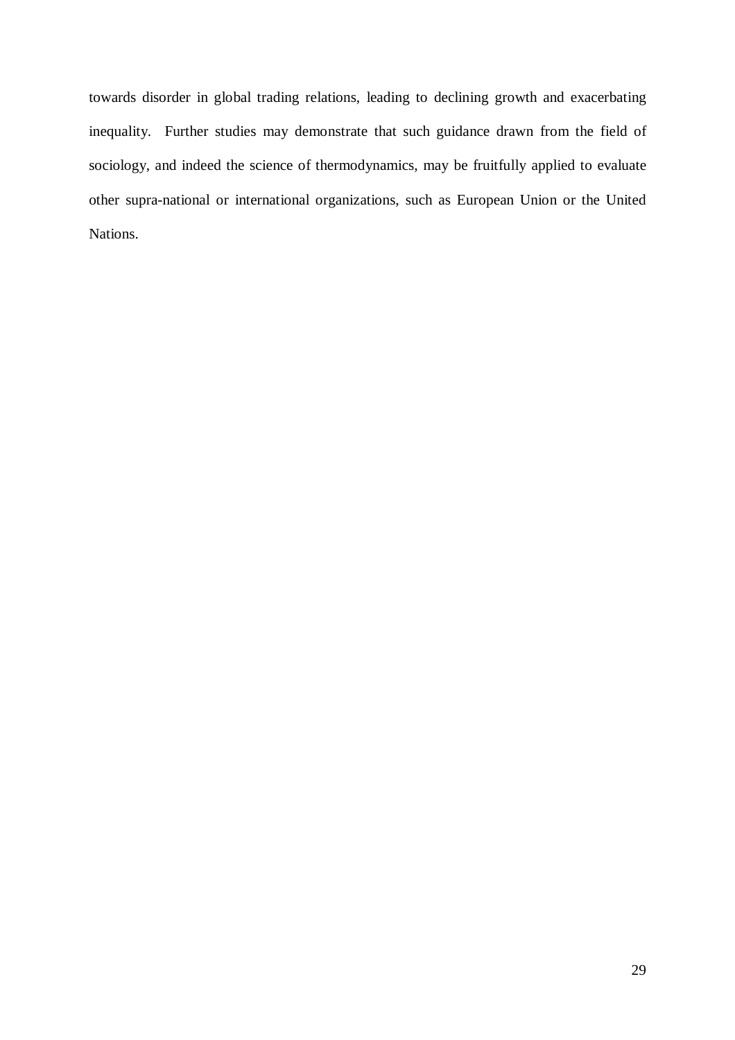towards disorder in global trading relations, leading to declining growth and exacerbating inequality. Further studies may demonstrate that such guidance drawn from the field of sociology, and indeed the science of thermodynamics, may be fruitfully applied to evaluate other supra-national or international organizations, such as European Union or the United Nations.